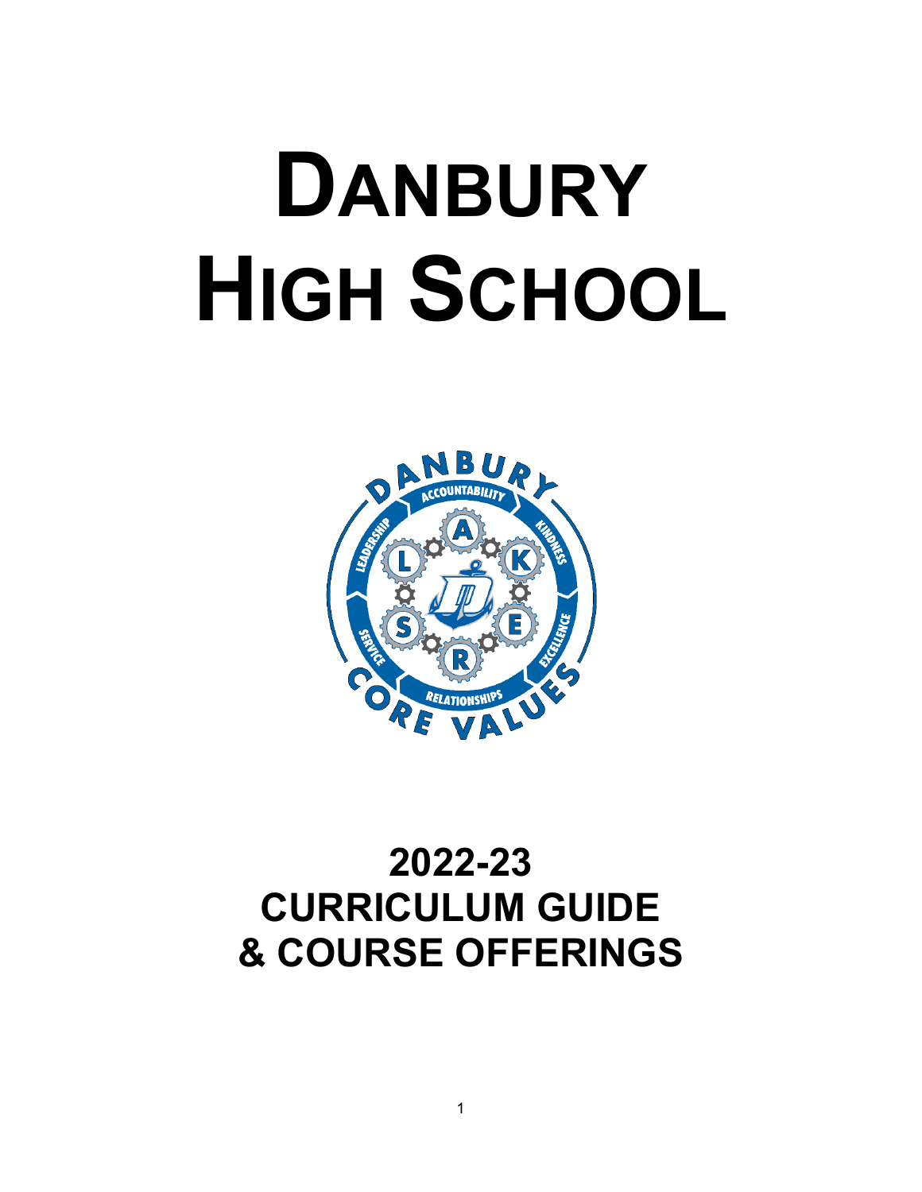# DANBURY HIGH SCHOOL

# 2022-23 CURRICULUM GUIDE & COURSE OFFERINGS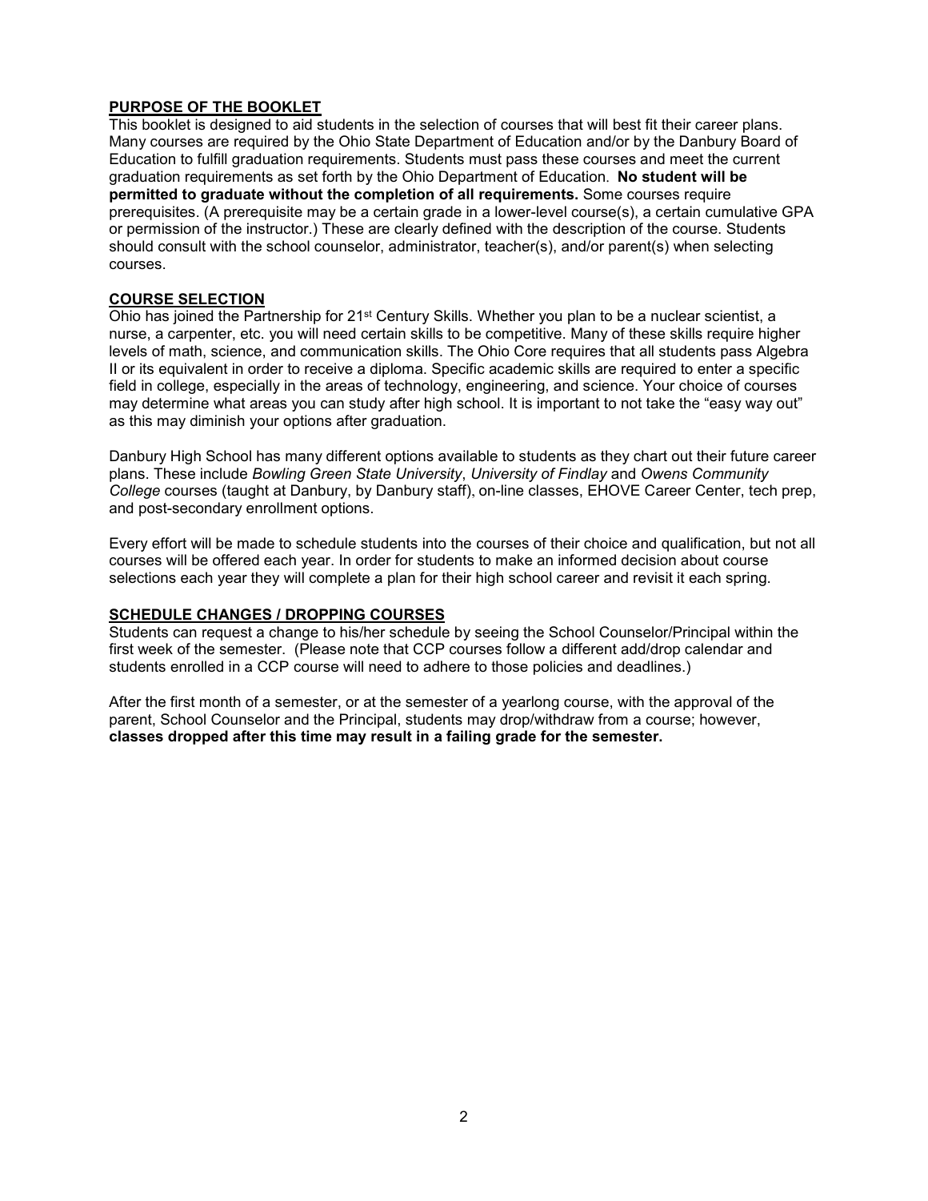## PURPOSE OF THE BOOKLET

This booklet is designed to aid students in the selection of courses that will best fit their career plans. Many courses are required by the Ohio State Department of Education and/or by the Danbury Board of Education to fulfill graduation requirements. Students must pass these courses and meet the current graduation requirements as set forth by the Ohio Department of Education. **No student will be permitted to graduate without the completion of all requirements.** Some courses require prerequisites. (A prerequisite may be a certain grade in a lower-level course(s), a certain cumulative GPA or permission of the instructor.) These are clearly defined with the description of the course. Students should consult with the school counselor, administrator, teacher(s), and/or parent(s) when selecting courses.

## COURSE SELECTION

Ohio has joined the Partnership for 21st Century Skills. Whether you plan to be a nuclear scientist, a nurse, a carpenter, etc. you will need certain skills to be competitive. Many of these skills require higher levels of math, science, and communication skills. The Ohio Core requires that all students pass Algebra II or its equivalent in order to receive a diploma. Specific academic skills are required to enter a specific field in college, especially in the areas of technology, engineering, and science. Your choice of courses may determine what areas you can study after high school. It is important to not take the "easy way out" as this may diminish your options after graduation.

Danbury High School has many different options available to students as they chart out their future career plans. These include *Bowling Green State University*, *University of Findlay* and *Owens Community College* courses (taught at Danbury, by Danbury staff), on-line classes, EHOVE Career Center, tech prep, and post-secondary enrollment options.

Every effort will be made to schedule students into the courses of their choice and qualification, but not all courses will be offered each year. In order for students to make an informed decision about course selections each year they will complete a plan for their high school career and revisit it each spring.

## SCHEDULE CHANGES / DROPPING COURSES

Students can request a change to his/her schedule by seeing the School Counselor/Principal within the first week of the semester. (Please note that CCP courses follow a different add/drop calendar and students enrolled in a CCP course will need to adhere to those policies and deadlines.)

After the first month of a semester, or at the semester of a yearlong course, with the approval of the parent, School Counselor and the Principal, students may drop/withdraw from a course; however, **classes dropped after this time may result in a failing grade for the semester.**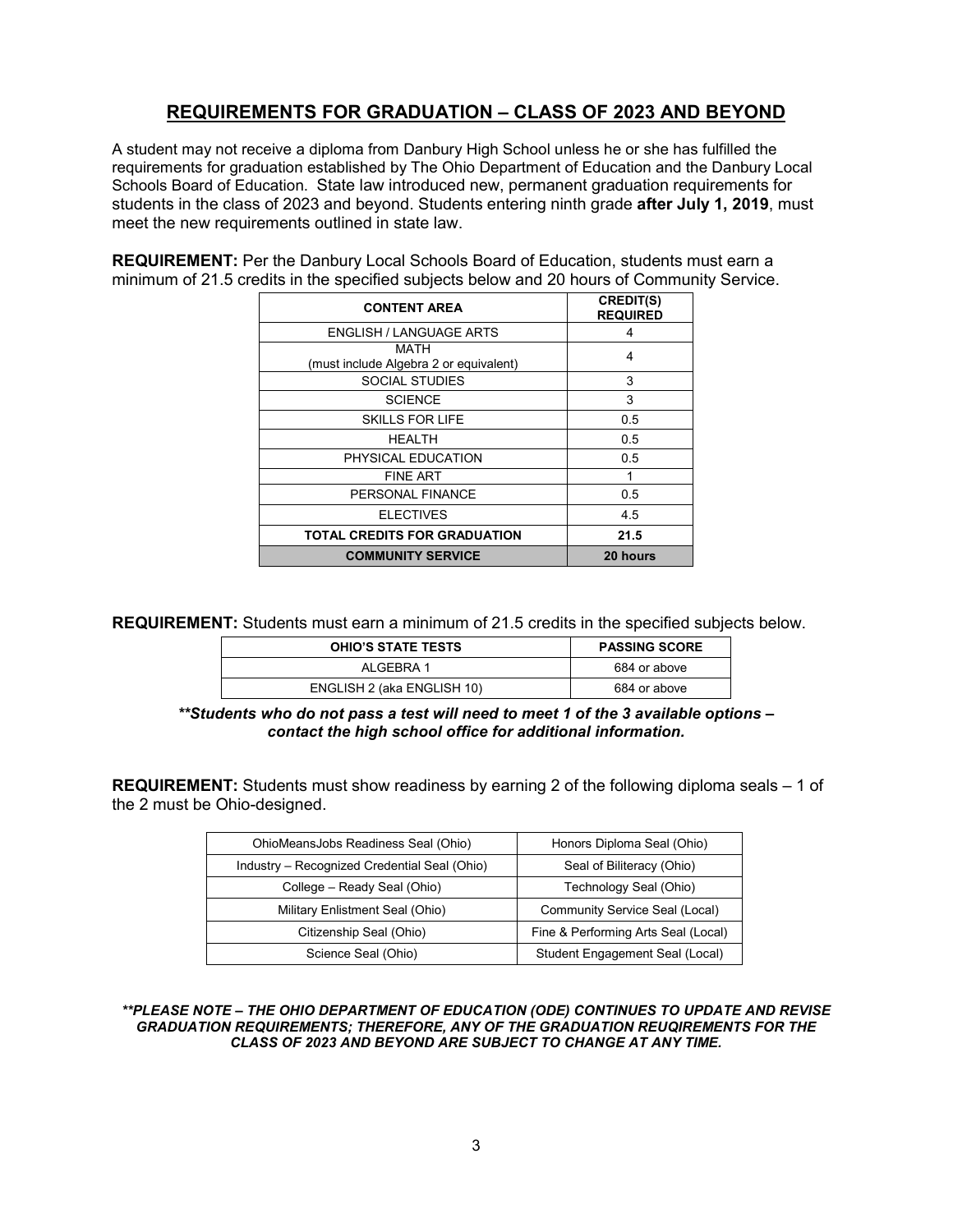## REQUIREMENTS FOR GRADUATION – CLASS OF 2023 AND BEYOND

A student may not receive a diploma from Danbury High School unless he or she has fulfilled the requirements for graduation established by The Ohio Department of Education and the Danbury Local Schools Board of Education. State law introduced new, permanent graduation requirements for students in the class of 2023 and beyond. Students entering ninth grade **after July 1, 2019**, must meet the new requirements outlined in state law.

**REQUIREMENT:** Per the Danbury Local Schools Board of Education, students must earn a minimum of 21.5 credits in the specified subjects below and 20 hours of Community Service.

| CONTENT AREA | CREDIT(S) REQUIRED |
|---|---|
| ENGLISH / LANGUAGE ARTS | 4 |
| MATH (must include Algebra 2 or equivalent) | 4 |
| SOCIAL STUDIES | 3 |
| SCIENCE | 3 |
| SKILLS FOR LIFE | 0.5 |
| HEALTH | 0.5 |
| PHYSICAL EDUCATION | 0.5 |
| FINE ART | 1 |
| PERSONAL FINANCE | 0.5 |
| ELECTIVES | 4.5 |
| **TOTAL CREDITS FOR GRADUATION** | **21.5** |
| **COMMUNITY SERVICE** | **20 hours** |

**REQUIREMENT:** Students must earn a minimum of 21.5 credits in the specified subjects below.

| OHIO'S STATE TESTS | PASSING SCORE |
|---|---|
| ALGEBRA 1 | 684 or above |
| ENGLISH 2 (aka ENGLISH 10) | 684 or above |

***\*Students who do not pass a test will need to meet 1 of the 3 available options – contact the high school office for additional information.***

**REQUIREMENT:** Students must show readiness by earning 2 of the following diploma seals – 1 of the 2 must be Ohio-designed.

| | |
|---|---|
| OhioMeansJobs Readiness Seal (Ohio) | Honors Diploma Seal (Ohio) |
| Industry – Recognized Credential Seal (Ohio) | Seal of Biliteracy (Ohio) |
| College – Ready Seal (Ohio) | Technology Seal (Ohio) |
| Military Enlistment Seal (Ohio) | Community Service Seal (Local) |
| Citizenship Seal (Ohio) | Fine & Performing Arts Seal (Local) |
| Science Seal (Ohio) | Student Engagement Seal (Local) |

***\*PLEASE NOTE – THE OHIO DEPARTMENT OF EDUCATION (ODE) CONTINUES TO UPDATE AND REVISE GRADUATION REQUIREMENTS; THEREFORE, ANY OF THE GRADUATION REUQIREMENTS FOR THE CLASS OF 2023 AND BEYOND ARE SUBJECT TO CHANGE AT ANY TIME.***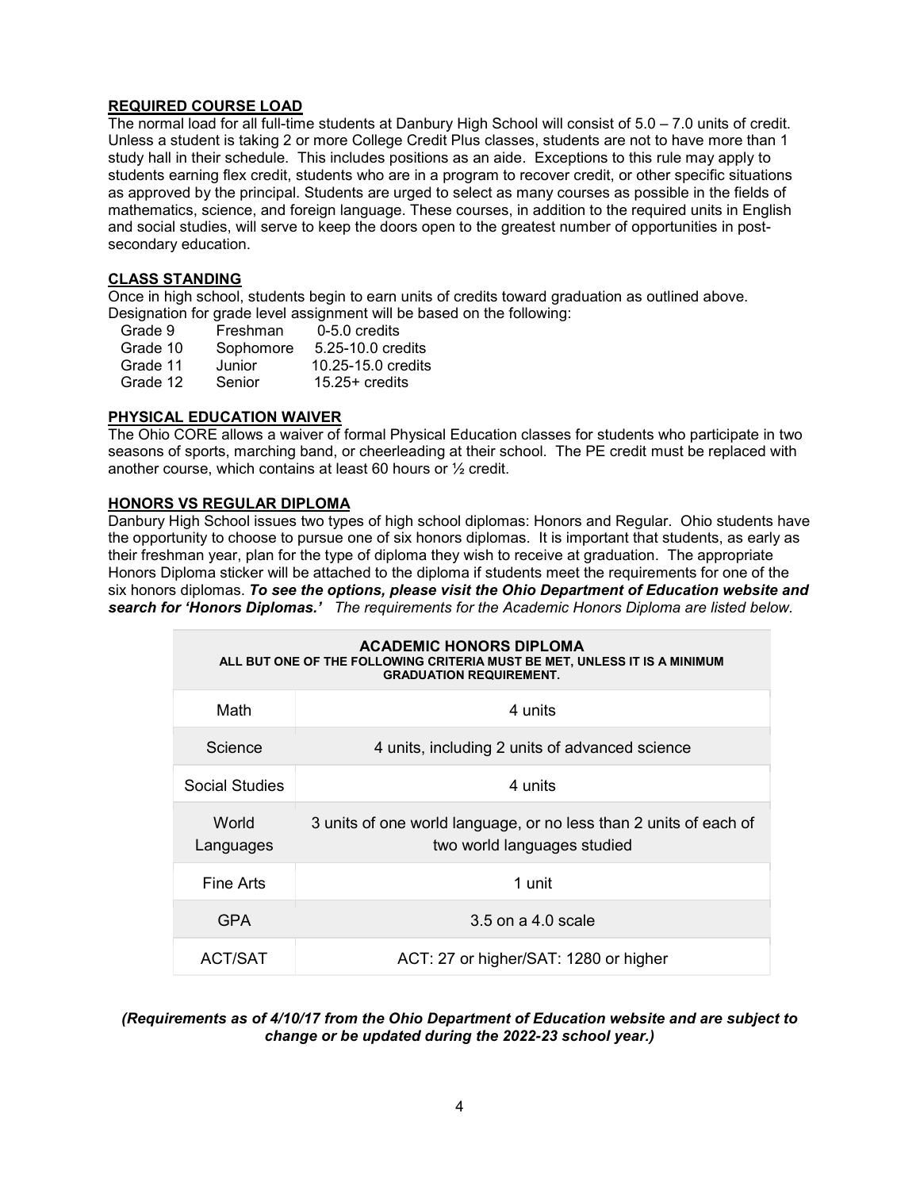## REQUIRED COURSE LOAD

The normal load for all full-time students at Danbury High School will consist of 5.0 – 7.0 units of credit. Unless a student is taking 2 or more College Credit Plus classes, students are not to have more than 1 study hall in their schedule. This includes positions as an aide. Exceptions to this rule may apply to students earning flex credit, students who are in a program to recover credit, or other specific situations as approved by the principal. Students are urged to select as many courses as possible in the fields of mathematics, science, and foreign language. These courses, in addition to the required units in English and social studies, will serve to keep the doors open to the greatest number of opportunities in post-secondary education.

## CLASS STANDING

Once in high school, students begin to earn units of credits toward graduation as outlined above. Designation for grade level assignment will be based on the following:

| | | |
|---|---|---|
| Grade 9 | Freshman | 0-5.0 credits |
| Grade 10 | Sophomore | 5.25-10.0 credits |
| Grade 11 | Junior | 10.25-15.0 credits |
| Grade 12 | Senior | 15.25+ credits |

## PHYSICAL EDUCATION WAIVER

The Ohio CORE allows a waiver of formal Physical Education classes for students who participate in two seasons of sports, marching band, or cheerleading at their school. The PE credit must be replaced with another course, which contains at least 60 hours or ½ credit.

## HONORS VS REGULAR DIPLOMA

Danbury High School issues two types of high school diplomas: Honors and Regular. Ohio students have the opportunity to choose to pursue one of six honors diplomas. It is important that students, as early as their freshman year, plan for the type of diploma they wish to receive at graduation. The appropriate Honors Diploma sticker will be attached to the diploma if students meet the requirements for one of the six honors diplomas. ***To see the options, please visit the Ohio Department of Education website and search for 'Honors Diplomas.'*** *The requirements for the Academic Honors Diploma are listed below.*

| **ACADEMIC HONORS DIPLOMA** ALL BUT ONE OF THE FOLLOWING CRITERIA MUST BE MET, UNLESS IT IS A MINIMUM GRADUATION REQUIREMENT. | |
|---|---|
| Math | 4 units |
| Science | 4 units, including 2 units of advanced science |
| Social Studies | 4 units |
| World Languages | 3 units of one world language, or no less than 2 units of each of two world languages studied |
| Fine Arts | 1 unit |
| GPA | 3.5 on a 4.0 scale |
| ACT/SAT | ACT: 27 or higher/SAT: 1280 or higher |

***(Requirements as of 4/10/17 from the Ohio Department of Education website and are subject to change or be updated during the 2022-23 school year.)***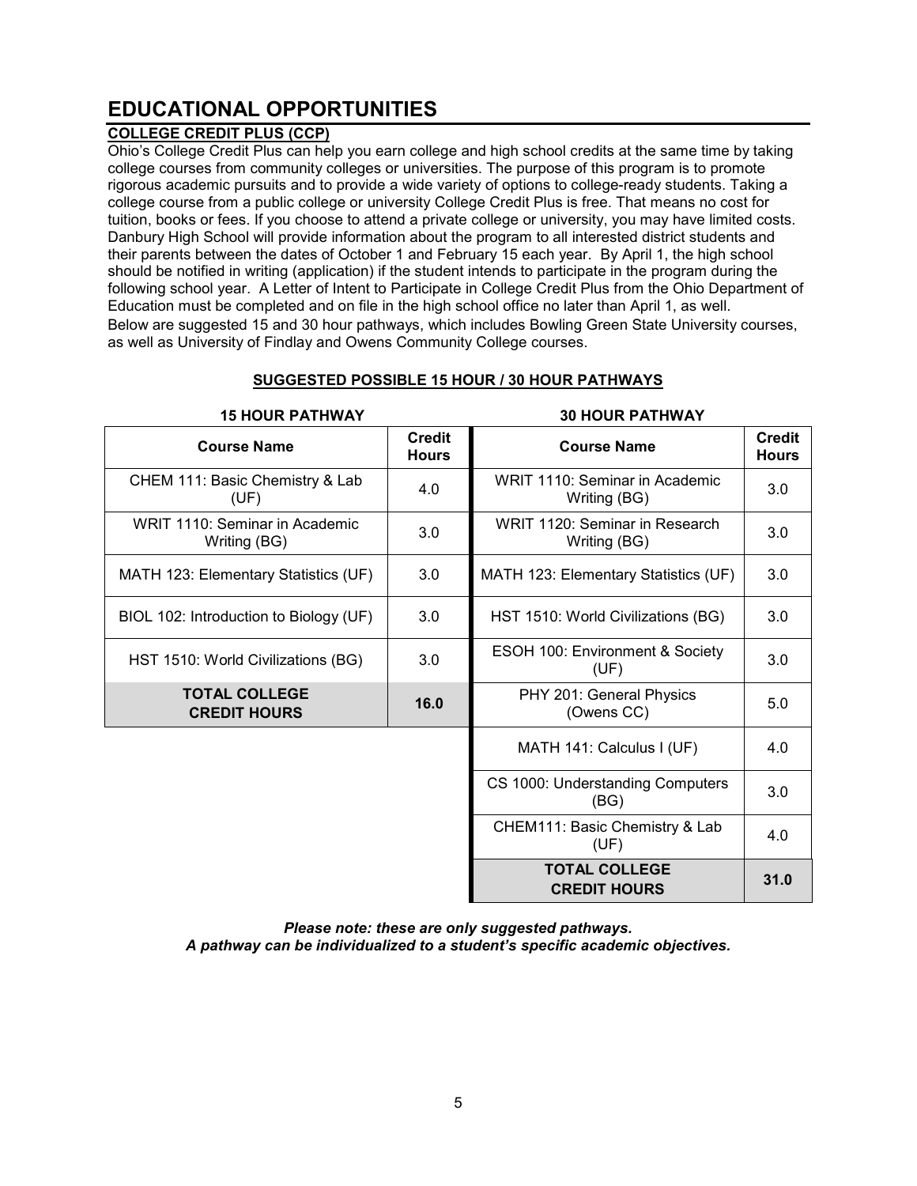# EDUCATIONAL OPPORTUNITIES

## COLLEGE CREDIT PLUS (CCP)

Ohio's College Credit Plus can help you earn college and high school credits at the same time by taking college courses from community colleges or universities. The purpose of this program is to promote rigorous academic pursuits and to provide a wide variety of options to college-ready students. Taking a college course from a public college or university College Credit Plus is free. That means no cost for tuition, books or fees. If you choose to attend a private college or university, you may have limited costs. Danbury High School will provide information about the program to all interested district students and their parents between the dates of October 1 and February 15 each year. By April 1, the high school should be notified in writing (application) if the student intends to participate in the program during the following school year. A Letter of Intent to Participate in College Credit Plus from the Ohio Department of Education must be completed and on file in the high school office no later than April 1, as well.

Below are suggested 15 and 30 hour pathways, which includes Bowling Green State University courses, as well as University of Findlay and Owens Community College courses.

### SUGGESTED POSSIBLE 15 HOUR / 30 HOUR PATHWAYS

**15 HOUR PATHWAY**

| Course Name | Credit Hours |
|---|---|
| CHEM 111: Basic Chemistry & Lab (UF) | 4.0 |
| WRIT 1110: Seminar in Academic Writing (BG) | 3.0 |
| MATH 123: Elementary Statistics (UF) | 3.0 |
| BIOL 102: Introduction to Biology (UF) | 3.0 |
| HST 1510: World Civilizations (BG) | 3.0 |
| **TOTAL COLLEGE CREDIT HOURS** | **16.0** |

**30 HOUR PATHWAY**

| Course Name | Credit Hours |
|---|---|
| WRIT 1110: Seminar in Academic Writing (BG) | 3.0 |
| WRIT 1120: Seminar in Research Writing (BG) | 3.0 |
| MATH 123: Elementary Statistics (UF) | 3.0 |
| HST 1510: World Civilizations (BG) | 3.0 |
| ESOH 100: Environment & Society (UF) | 3.0 |
| PHY 201: General Physics (Owens CC) | 5.0 |
| MATH 141: Calculus I (UF) | 4.0 |
| CS 1000: Understanding Computers (BG) | 3.0 |
| CHEM111: Basic Chemistry & Lab (UF) | 4.0 |
| **TOTAL COLLEGE CREDIT HOURS** | **31.0** |

***Please note: these are only suggested pathways.***
***A pathway can be individualized to a student's specific academic objectives.***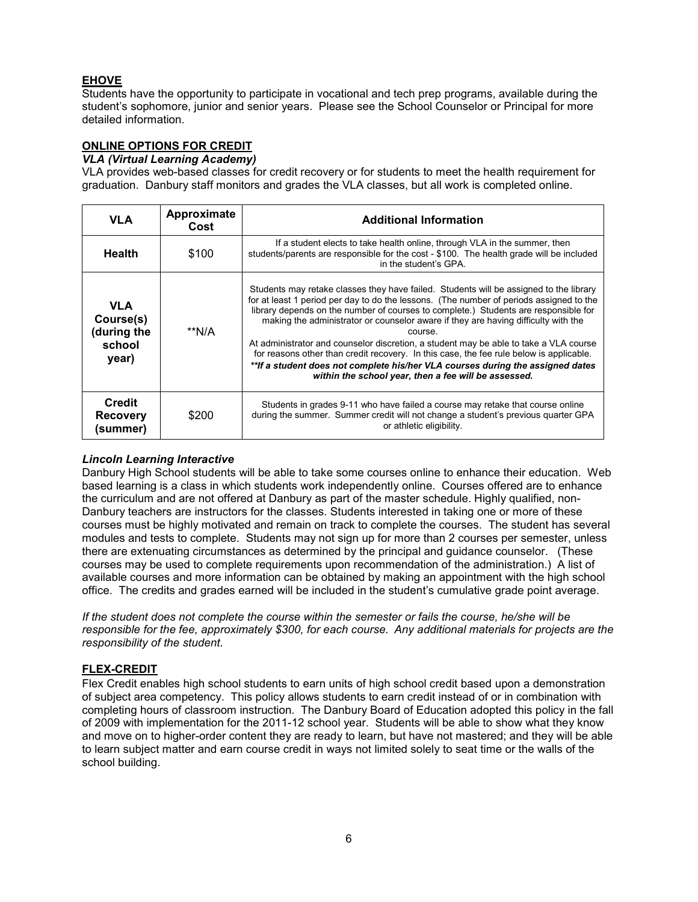## EHOVE

Students have the opportunity to participate in vocational and tech prep programs, available during the student's sophomore, junior and senior years. Please see the School Counselor or Principal for more detailed information.

## ONLINE OPTIONS FOR CREDIT

### *VLA (Virtual Learning Academy)*

VLA provides web-based classes for credit recovery or for students to meet the health requirement for graduation. Danbury staff monitors and grades the VLA classes, but all work is completed online.

| VLA | Approximate Cost | Additional Information |
|---|---|---|
| **Health** | $100 | If a student elects to take health online, through VLA in the summer, then students/parents are responsible for the cost - $100. The health grade will be included in the student's GPA. |
| **VLA Course(s) (during the school year)** | **N/A | Students may retake classes they have failed. Students will be assigned to the library for at least 1 period per day to do the lessons. (The number of periods assigned to the library depends on the number of courses to complete.) Students are responsible for making the administrator or counselor aware if they are having difficulty with the course. At administrator and counselor discretion, a student may be able to take a VLA course for reasons other than credit recovery. In this case, the fee rule below is applicable. ***\*\*If a student does not complete his/her VLA courses during the assigned dates within the school year, then a fee will be assessed.*** |
| **Credit Recovery (summer)** | $200 | Students in grades 9-11 who have failed a course may retake that course online during the summer. Summer credit will not change a student's previous quarter GPA or athletic eligibility. |

### *Lincoln Learning Interactive*

Danbury High School students will be able to take some courses online to enhance their education. Web based learning is a class in which students work independently online. Courses offered are to enhance the curriculum and are not offered at Danbury as part of the master schedule. Highly qualified, non-Danbury teachers are instructors for the classes. Students interested in taking one or more of these courses must be highly motivated and remain on track to complete the courses. The student has several modules and tests to complete. Students may not sign up for more than 2 courses per semester, unless there are extenuating circumstances as determined by the principal and guidance counselor. (These courses may be used to complete requirements upon recommendation of the administration.) A list of available courses and more information can be obtained by making an appointment with the high school office. The credits and grades earned will be included in the student's cumulative grade point average.

*If the student does not complete the course within the semester or fails the course, he/she will be responsible for the fee, approximately $300, for each course. Any additional materials for projects are the responsibility of the student.*

## FLEX-CREDIT

Flex Credit enables high school students to earn units of high school credit based upon a demonstration of subject area competency. This policy allows students to earn credit instead of or in combination with completing hours of classroom instruction. The Danbury Board of Education adopted this policy in the fall of 2009 with implementation for the 2011-12 school year. Students will be able to show what they know and move on to higher-order content they are ready to learn, but have not mastered; and they will be able to learn subject matter and earn course credit in ways not limited solely to seat time or the walls of the school building.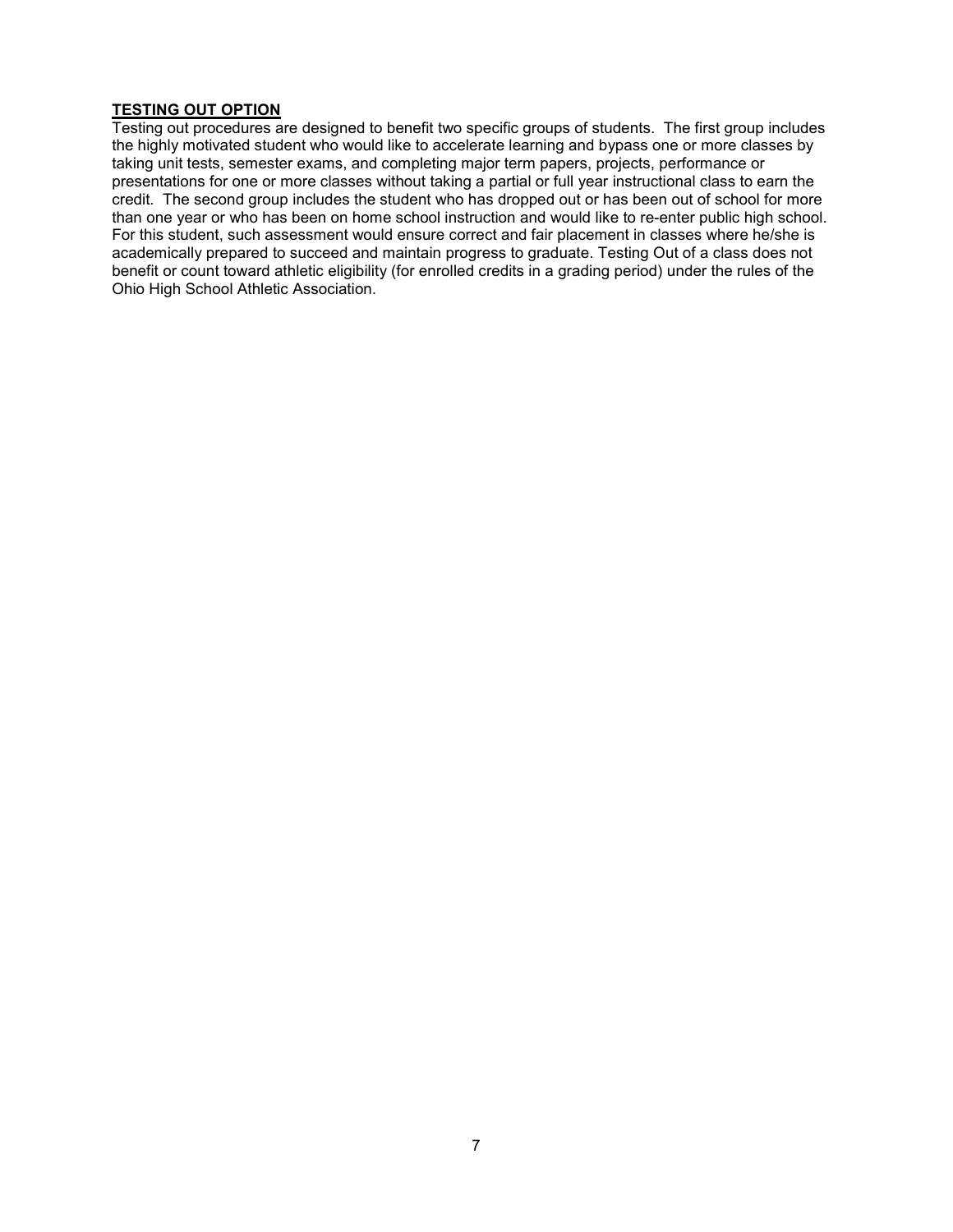**TESTING OUT OPTION**

Testing out procedures are designed to benefit two specific groups of students. The first group includes the highly motivated student who would like to accelerate learning and bypass one or more classes by taking unit tests, semester exams, and completing major term papers, projects, performance or presentations for one or more classes without taking a partial or full year instructional class to earn the credit. The second group includes the student who has dropped out or has been out of school for more than one year or who has been on home school instruction and would like to re-enter public high school. For this student, such assessment would ensure correct and fair placement in classes where he/she is academically prepared to succeed and maintain progress to graduate. Testing Out of a class does not benefit or count toward athletic eligibility (for enrolled credits in a grading period) under the rules of the Ohio High School Athletic Association.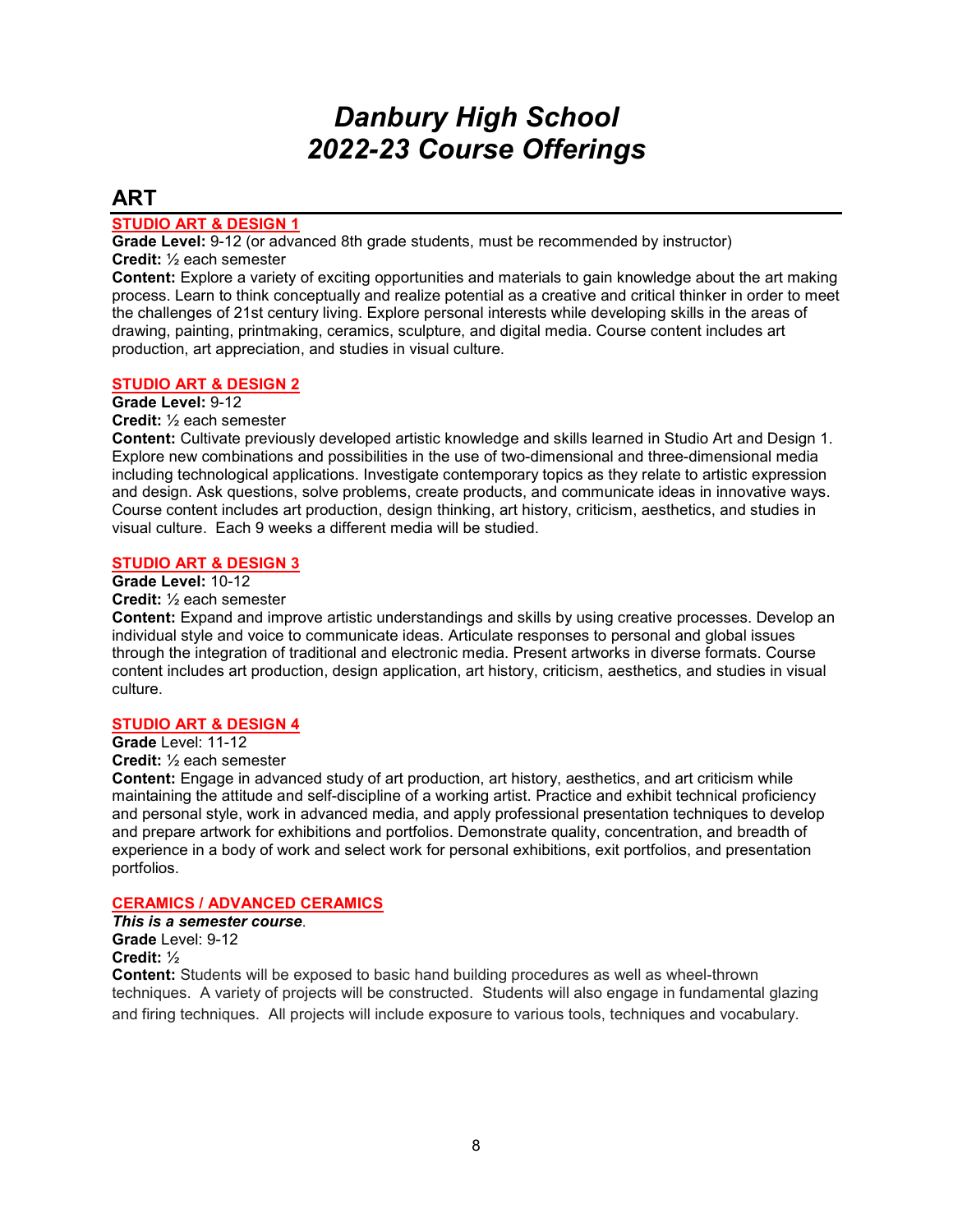# *Danbury High School*
# *2022-23 Course Offerings*

## ART

### STUDIO ART & DESIGN 1

**Grade Level:** 9-12 (or advanced 8th grade students, must be recommended by instructor)
**Credit:** ½ each semester
**Content:** Explore a variety of exciting opportunities and materials to gain knowledge about the art making process. Learn to think conceptually and realize potential as a creative and critical thinker in order to meet the challenges of 21st century living. Explore personal interests while developing skills in the areas of drawing, painting, printmaking, ceramics, sculpture, and digital media. Course content includes art production, art appreciation, and studies in visual culture.

### STUDIO ART & DESIGN 2

**Grade Level:** 9-12
**Credit:** ½ each semester
**Content:** Cultivate previously developed artistic knowledge and skills learned in Studio Art and Design 1. Explore new combinations and possibilities in the use of two-dimensional and three-dimensional media including technological applications. Investigate contemporary topics as they relate to artistic expression and design. Ask questions, solve problems, create products, and communicate ideas in innovative ways. Course content includes art production, design thinking, art history, criticism, aesthetics, and studies in visual culture. Each 9 weeks a different media will be studied.

### STUDIO ART & DESIGN 3

**Grade Level:** 10-12
**Credit:** ½ each semester
**Content:** Expand and improve artistic understandings and skills by using creative processes. Develop an individual style and voice to communicate ideas. Articulate responses to personal and global issues through the integration of traditional and electronic media. Present artworks in diverse formats. Course content includes art production, design application, art history, criticism, aesthetics, and studies in visual culture.

### STUDIO ART & DESIGN 4

**Grade** Level: 11-12
**Credit:** ½ each semester
**Content:** Engage in advanced study of art production, art history, aesthetics, and art criticism while maintaining the attitude and self-discipline of a working artist. Practice and exhibit technical proficiency and personal style, work in advanced media, and apply professional presentation techniques to develop and prepare artwork for exhibitions and portfolios. Demonstrate quality, concentration, and breadth of experience in a body of work and select work for personal exhibitions, exit portfolios, and presentation portfolios.

### CERAMICS / ADVANCED CERAMICS

***This is a semester course***.
**Grade** Level: 9-12
**Credit:** ½
**Content:** Students will be exposed to basic hand building procedures as well as wheel-thrown techniques. A variety of projects will be constructed. Students will also engage in fundamental glazing and firing techniques. All projects will include exposure to various tools, techniques and vocabulary.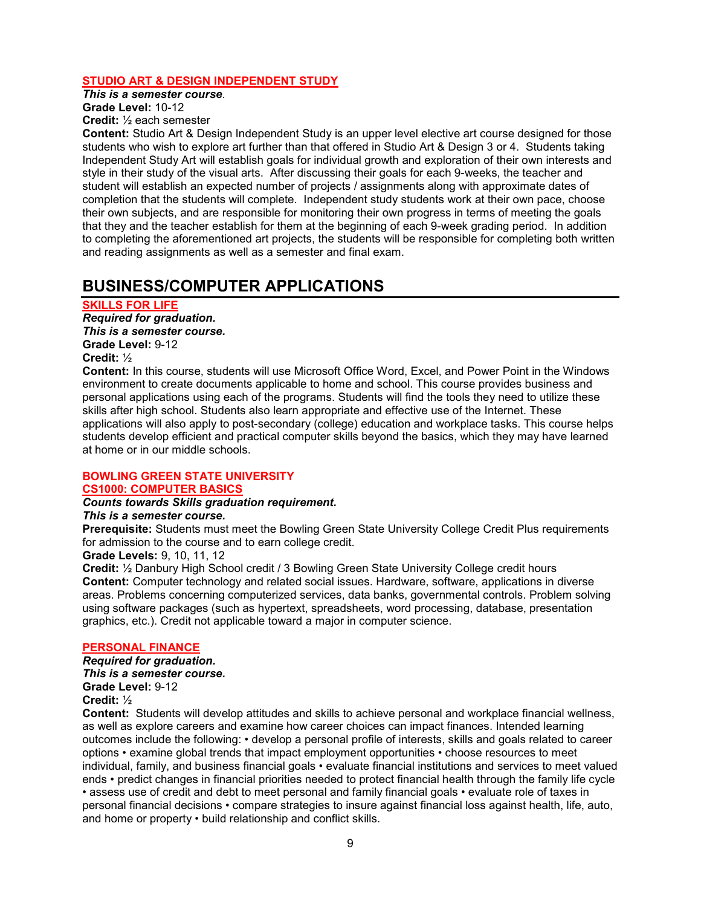### STUDIO ART & DESIGN INDEPENDENT STUDY

***This is a semester course***.

**Grade Level:** 10-12

**Credit:** ½ each semester

**Content:** Studio Art & Design Independent Study is an upper level elective art course designed for those students who wish to explore art further than that offered in Studio Art & Design 3 or 4. Students taking Independent Study Art will establish goals for individual growth and exploration of their own interests and style in their study of the visual arts. After discussing their goals for each 9-weeks, the teacher and student will establish an expected number of projects / assignments along with approximate dates of completion that the students will complete. Independent study students work at their own pace, choose their own subjects, and are responsible for monitoring their own progress in terms of meeting the goals that they and the teacher establish for them at the beginning of each 9-week grading period. In addition to completing the aforementioned art projects, the students will be responsible for completing both written and reading assignments as well as a semester and final exam.

## BUSINESS/COMPUTER APPLICATIONS

### SKILLS FOR LIFE

***Required for graduation.***

***This is a semester course.***

**Grade Level:** 9-12

**Credit:** ½

**Content:** In this course, students will use Microsoft Office Word, Excel, and Power Point in the Windows environment to create documents applicable to home and school. This course provides business and personal applications using each of the programs. Students will find the tools they need to utilize these skills after high school. Students also learn appropriate and effective use of the Internet. These applications will also apply to post-secondary (college) education and workplace tasks. This course helps students develop efficient and practical computer skills beyond the basics, which they may have learned at home or in our middle schools.

### BOWLING GREEN STATE UNIVERSITY
### CS1000: COMPUTER BASICS

***Counts towards Skills graduation requirement.***

***This is a semester course.***

**Prerequisite:** Students must meet the Bowling Green State University College Credit Plus requirements for admission to the course and to earn college credit.

**Grade Levels:** 9, 10, 11, 12

**Credit:** ½ Danbury High School credit / 3 Bowling Green State University College credit hours

**Content:** Computer technology and related social issues. Hardware, software, applications in diverse areas. Problems concerning computerized services, data banks, governmental controls. Problem solving using software packages (such as hypertext, spreadsheets, word processing, database, presentation graphics, etc.). Credit not applicable toward a major in computer science.

### PERSONAL FINANCE

***Required for graduation.***

***This is a semester course.***

**Grade Level:** 9-12

**Credit:** ½

**Content:** Students will develop attitudes and skills to achieve personal and workplace financial wellness, as well as explore careers and examine how career choices can impact finances. Intended learning outcomes include the following: • develop a personal profile of interests, skills and goals related to career options • examine global trends that impact employment opportunities • choose resources to meet individual, family, and business financial goals • evaluate financial institutions and services to meet valued ends • predict changes in financial priorities needed to protect financial health through the family life cycle • assess use of credit and debt to meet personal and family financial goals • evaluate role of taxes in personal financial decisions • compare strategies to insure against financial loss against health, life, auto, and home or property • build relationship and conflict skills.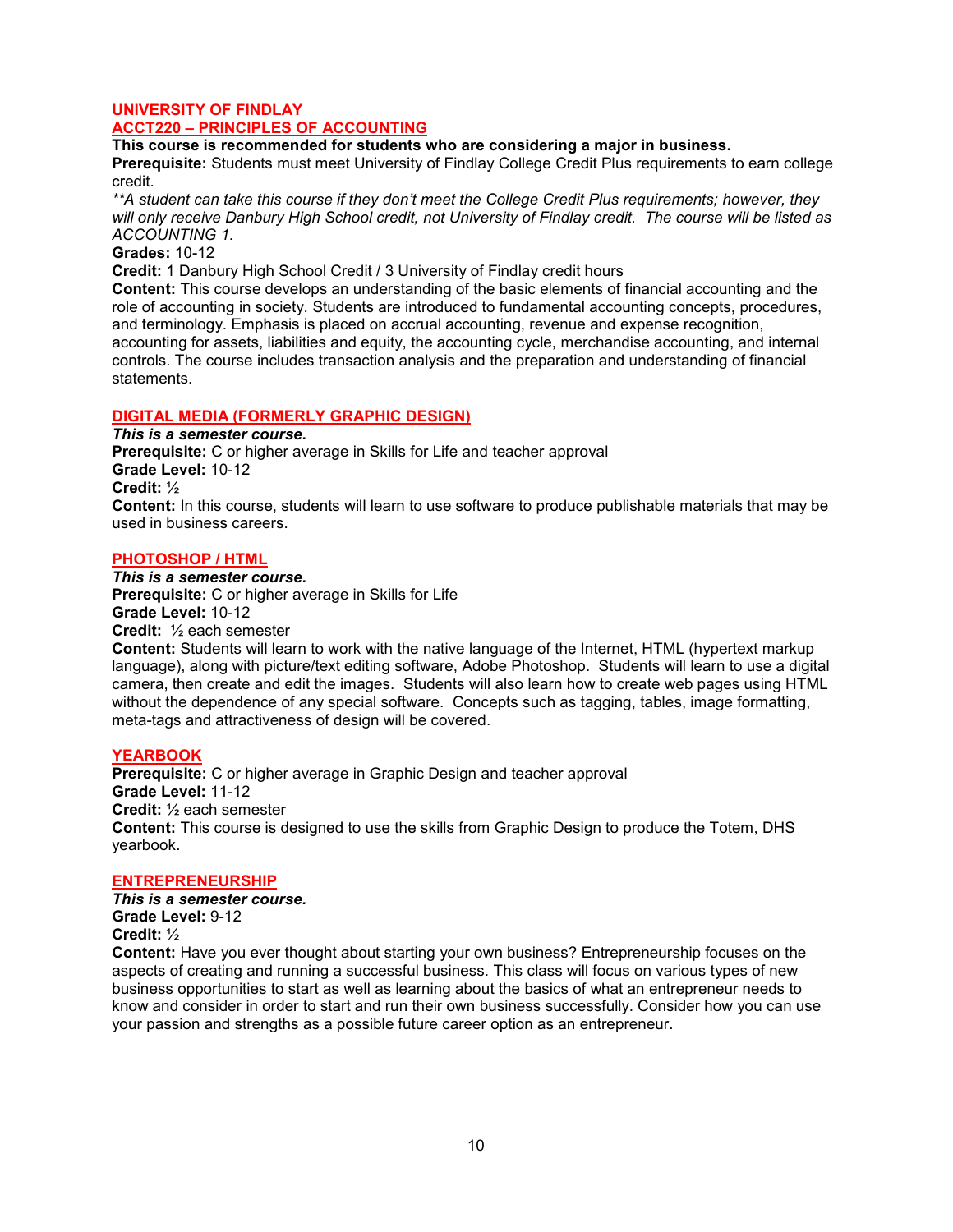## UNIVERSITY OF FINDLAY
## ACCT220 – PRINCIPLES OF ACCOUNTING

**This course is recommended for students who are considering a major in business.**

**Prerequisite:** Students must meet University of Findlay College Credit Plus requirements to earn college credit.

*\*\*A student can take this course if they don't meet the College Credit Plus requirements; however, they will only receive Danbury High School credit, not University of Findlay credit. The course will be listed as ACCOUNTING 1.*

**Grades:** 10-12

**Credit:** 1 Danbury High School Credit / 3 University of Findlay credit hours

**Content:** This course develops an understanding of the basic elements of financial accounting and the role of accounting in society. Students are introduced to fundamental accounting concepts, procedures, and terminology. Emphasis is placed on accrual accounting, revenue and expense recognition, accounting for assets, liabilities and equity, the accounting cycle, merchandise accounting, and internal controls. The course includes transaction analysis and the preparation and understanding of financial statements.

## DIGITAL MEDIA (FORMERLY GRAPHIC DESIGN)

***This is a semester course.***

**Prerequisite:** C or higher average in Skills for Life and teacher approval

**Grade Level:** 10-12

**Credit:** ½

**Content:** In this course, students will learn to use software to produce publishable materials that may be used in business careers.

## PHOTOSHOP / HTML

***This is a semester course.***

**Prerequisite:** C or higher average in Skills for Life

**Grade Level:** 10-12

**Credit:** ½ each semester

**Content:** Students will learn to work with the native language of the Internet, HTML (hypertext markup language), along with picture/text editing software, Adobe Photoshop. Students will learn to use a digital camera, then create and edit the images. Students will also learn how to create web pages using HTML without the dependence of any special software. Concepts such as tagging, tables, image formatting, meta-tags and attractiveness of design will be covered.

## YEARBOOK

**Prerequisite:** C or higher average in Graphic Design and teacher approval

**Grade Level:** 11-12

**Credit:** ½ each semester

**Content:** This course is designed to use the skills from Graphic Design to produce the Totem, DHS yearbook.

## ENTREPRENEURSHIP

***This is a semester course.***

**Grade Level:** 9-12

**Credit:** ½

**Content:** Have you ever thought about starting your own business? Entrepreneurship focuses on the aspects of creating and running a successful business. This class will focus on various types of new business opportunities to start as well as learning about the basics of what an entrepreneur needs to know and consider in order to start and run their own business successfully. Consider how you can use your passion and strengths as a possible future career option as an entrepreneur.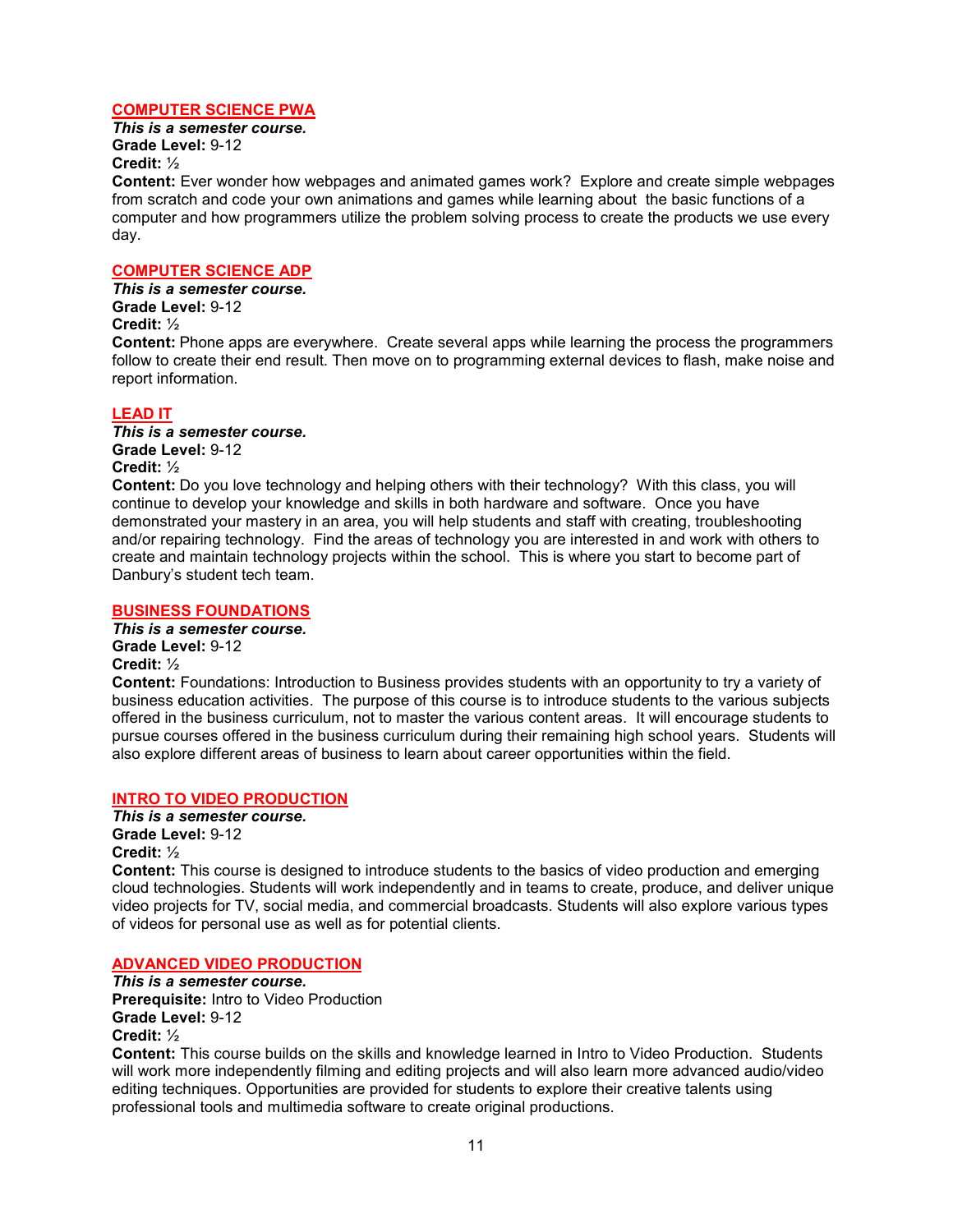## COMPUTER SCIENCE PWA

***This is a semester course.***
**Grade Level:** 9-12
**Credit:** ½
**Content:** Ever wonder how webpages and animated games work? Explore and create simple webpages from scratch and code your own animations and games while learning about the basic functions of a computer and how programmers utilize the problem solving process to create the products we use every day.

## COMPUTER SCIENCE ADP

***This is a semester course.***
**Grade Level:** 9-12
**Credit:** ½
**Content:** Phone apps are everywhere. Create several apps while learning the process the programmers follow to create their end result. Then move on to programming external devices to flash, make noise and report information.

## LEAD IT

***This is a semester course.***
**Grade Level:** 9-12
**Credit:** ½
**Content:** Do you love technology and helping others with their technology? With this class, you will continue to develop your knowledge and skills in both hardware and software. Once you have demonstrated your mastery in an area, you will help students and staff with creating, troubleshooting and/or repairing technology. Find the areas of technology you are interested in and work with others to create and maintain technology projects within the school. This is where you start to become part of Danbury's student tech team.

## BUSINESS FOUNDATIONS

***This is a semester course.***
**Grade Level:** 9-12
**Credit:** ½
**Content:** Foundations: Introduction to Business provides students with an opportunity to try a variety of business education activities. The purpose of this course is to introduce students to the various subjects offered in the business curriculum, not to master the various content areas. It will encourage students to pursue courses offered in the business curriculum during their remaining high school years. Students will also explore different areas of business to learn about career opportunities within the field.

## INTRO TO VIDEO PRODUCTION

***This is a semester course.***
**Grade Level:** 9-12
**Credit:** ½
**Content:** This course is designed to introduce students to the basics of video production and emerging cloud technologies. Students will work independently and in teams to create, produce, and deliver unique video projects for TV, social media, and commercial broadcasts. Students will also explore various types of videos for personal use as well as for potential clients.

## ADVANCED VIDEO PRODUCTION

***This is a semester course.***
**Prerequisite:** Intro to Video Production
**Grade Level:** 9-12
**Credit:** ½
**Content:** This course builds on the skills and knowledge learned in Intro to Video Production. Students will work more independently filming and editing projects and will also learn more advanced audio/video editing techniques. Opportunities are provided for students to explore their creative talents using professional tools and multimedia software to create original productions.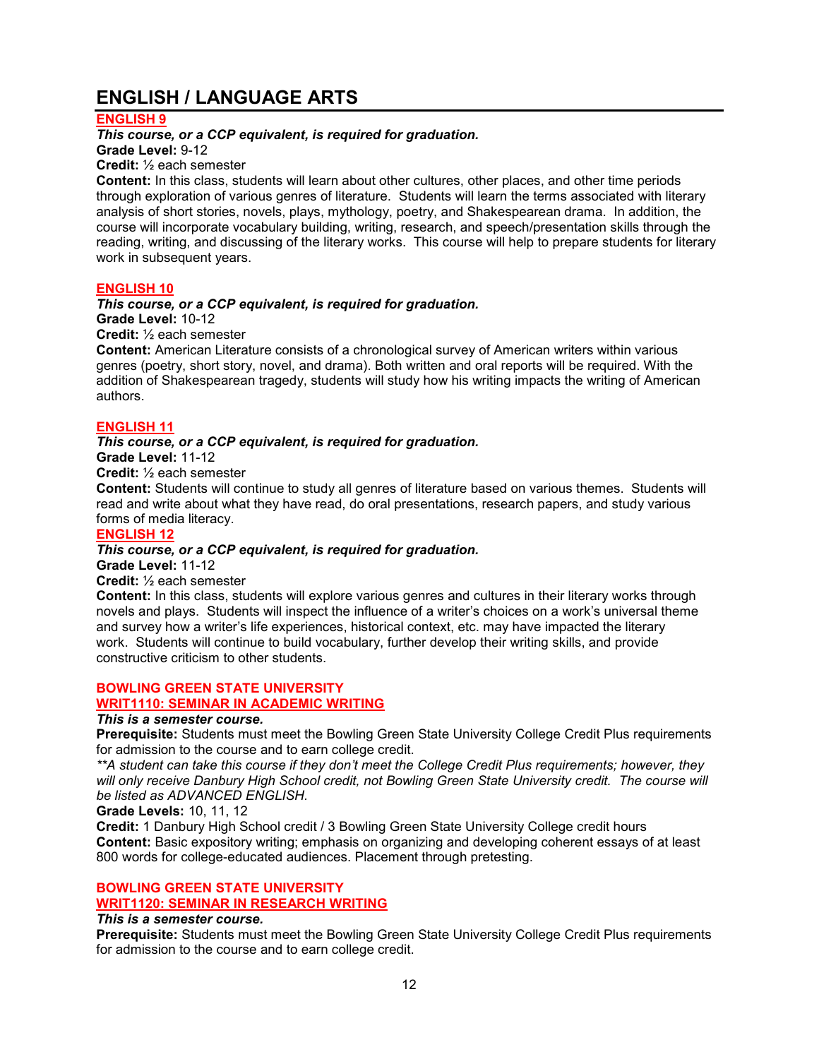# ENGLISH / LANGUAGE ARTS

## ENGLISH 9

***This course, or a CCP equivalent, is required for graduation.***

**Grade Level:** 9-12

**Credit:** ½ each semester

**Content:** In this class, students will learn about other cultures, other places, and other time periods through exploration of various genres of literature. Students will learn the terms associated with literary analysis of short stories, novels, plays, mythology, poetry, and Shakespearean drama. In addition, the course will incorporate vocabulary building, writing, research, and speech/presentation skills through the reading, writing, and discussing of the literary works. This course will help to prepare students for literary work in subsequent years.

## ENGLISH 10

***This course, or a CCP equivalent, is required for graduation.***

**Grade Level:** 10-12

**Credit:** ½ each semester

**Content:** American Literature consists of a chronological survey of American writers within various genres (poetry, short story, novel, and drama). Both written and oral reports will be required. With the addition of Shakespearean tragedy, students will study how his writing impacts the writing of American authors.

## ENGLISH 11

***This course, or a CCP equivalent, is required for graduation.***

**Grade Level:** 11-12

**Credit:** ½ each semester

**Content:** Students will continue to study all genres of literature based on various themes. Students will read and write about what they have read, do oral presentations, research papers, and study various forms of media literacy.

## ENGLISH 12

***This course, or a CCP equivalent, is required for graduation.***

**Grade Level:** 11-12

**Credit:** ½ each semester

**Content:** In this class, students will explore various genres and cultures in their literary works through novels and plays. Students will inspect the influence of a writer's choices on a work's universal theme and survey how a writer's life experiences, historical context, etc. may have impacted the literary work. Students will continue to build vocabulary, further develop their writing skills, and provide constructive criticism to other students.

## BOWLING GREEN STATE UNIVERSITY
## WRIT1110: SEMINAR IN ACADEMIC WRITING

***This is a semester course.***

**Prerequisite:** Students must meet the Bowling Green State University College Credit Plus requirements for admission to the course and to earn college credit.

*\*\*A student can take this course if they don't meet the College Credit Plus requirements; however, they will only receive Danbury High School credit, not Bowling Green State University credit. The course will be listed as ADVANCED ENGLISH.*

**Grade Levels:** 10, 11, 12

**Credit:** 1 Danbury High School credit / 3 Bowling Green State University College credit hours

**Content:** Basic expository writing; emphasis on organizing and developing coherent essays of at least 800 words for college-educated audiences. Placement through pretesting.

## BOWLING GREEN STATE UNIVERSITY
## WRIT1120: SEMINAR IN RESEARCH WRITING

***This is a semester course.***

**Prerequisite:** Students must meet the Bowling Green State University College Credit Plus requirements for admission to the course and to earn college credit.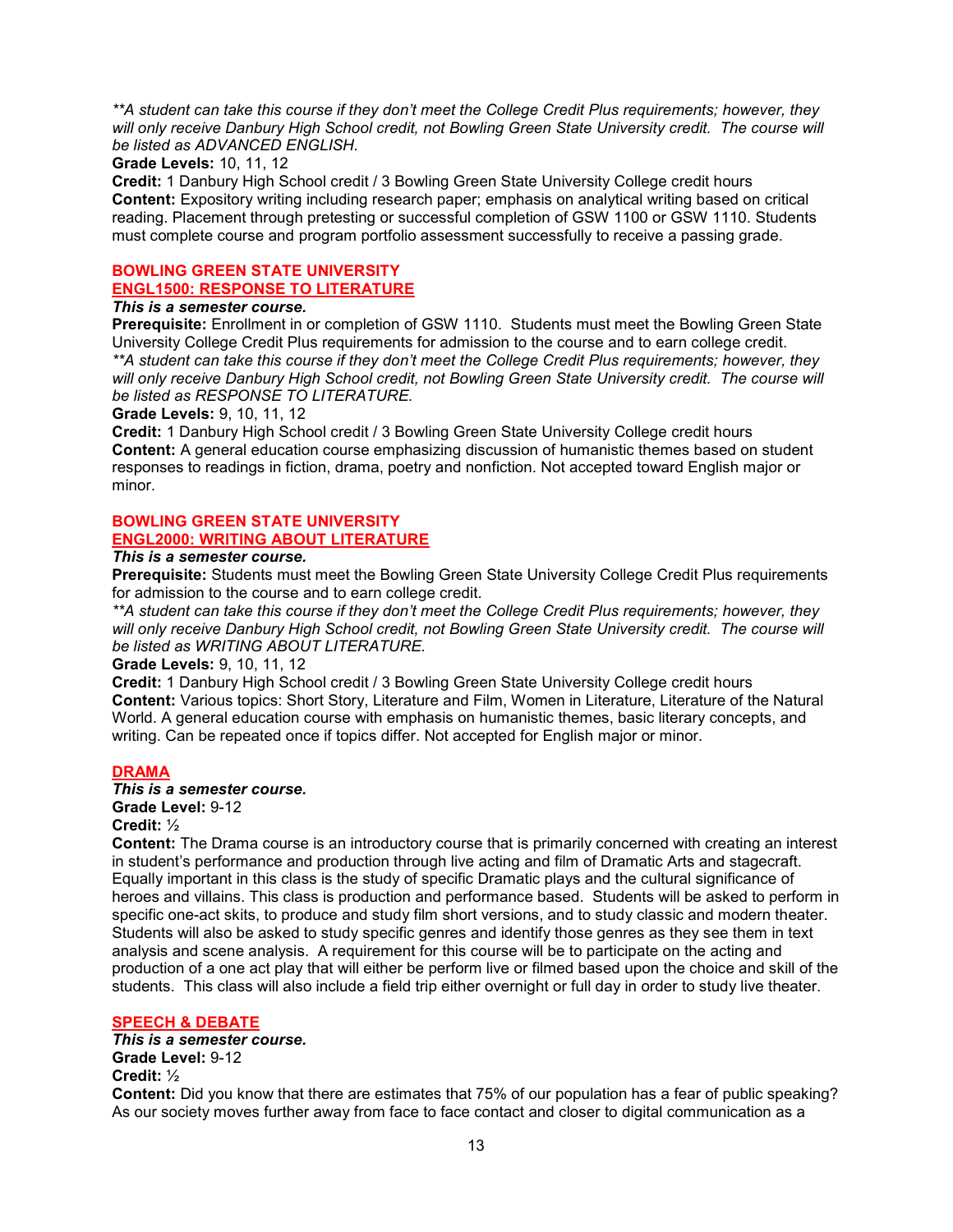*\*\*A student can take this course if they don't meet the College Credit Plus requirements; however, they will only receive Danbury High School credit, not Bowling Green State University credit. The course will be listed as ADVANCED ENGLISH.*

**Grade Levels:** 10, 11, 12

**Credit:** 1 Danbury High School credit / 3 Bowling Green State University College credit hours

**Content:** Expository writing including research paper; emphasis on analytical writing based on critical reading. Placement through pretesting or successful completion of GSW 1100 or GSW 1110. Students must complete course and program portfolio assessment successfully to receive a passing grade.

## BOWLING GREEN STATE UNIVERSITY
## ENGL1500: RESPONSE TO LITERATURE

***This is a semester course.***

**Prerequisite:** Enrollment in or completion of GSW 1110. Students must meet the Bowling Green State University College Credit Plus requirements for admission to the course and to earn college credit.

*\*\*A student can take this course if they don't meet the College Credit Plus requirements; however, they will only receive Danbury High School credit, not Bowling Green State University credit. The course will be listed as RESPONSE TO LITERATURE.*

**Grade Levels:** 9, 10, 11, 12

**Credit:** 1 Danbury High School credit / 3 Bowling Green State University College credit hours

**Content:** A general education course emphasizing discussion of humanistic themes based on student responses to readings in fiction, drama, poetry and nonfiction. Not accepted toward English major or minor.

## BOWLING GREEN STATE UNIVERSITY
## ENGL2000: WRITING ABOUT LITERATURE

***This is a semester course.***

**Prerequisite:** Students must meet the Bowling Green State University College Credit Plus requirements for admission to the course and to earn college credit.

*\*\*A student can take this course if they don't meet the College Credit Plus requirements; however, they will only receive Danbury High School credit, not Bowling Green State University credit. The course will be listed as WRITING ABOUT LITERATURE.*

**Grade Levels:** 9, 10, 11, 12

**Credit:** 1 Danbury High School credit / 3 Bowling Green State University College credit hours

**Content:** Various topics: Short Story, Literature and Film, Women in Literature, Literature of the Natural World. A general education course with emphasis on humanistic themes, basic literary concepts, and writing. Can be repeated once if topics differ. Not accepted for English major or minor.

## DRAMA

***This is a semester course.***

**Grade Level:** 9-12

**Credit:** ½

**Content:** The Drama course is an introductory course that is primarily concerned with creating an interest in student's performance and production through live acting and film of Dramatic Arts and stagecraft. Equally important in this class is the study of specific Dramatic plays and the cultural significance of heroes and villains. This class is production and performance based. Students will be asked to perform in specific one-act skits, to produce and study film short versions, and to study classic and modern theater. Students will also be asked to study specific genres and identify those genres as they see them in text analysis and scene analysis. A requirement for this course will be to participate on the acting and production of a one act play that will either be perform live or filmed based upon the choice and skill of the students. This class will also include a field trip either overnight or full day in order to study live theater.

## SPEECH & DEBATE

***This is a semester course.***

**Grade Level:** 9-12

**Credit:** ½

**Content:** Did you know that there are estimates that 75% of our population has a fear of public speaking? As our society moves further away from face to face contact and closer to digital communication as a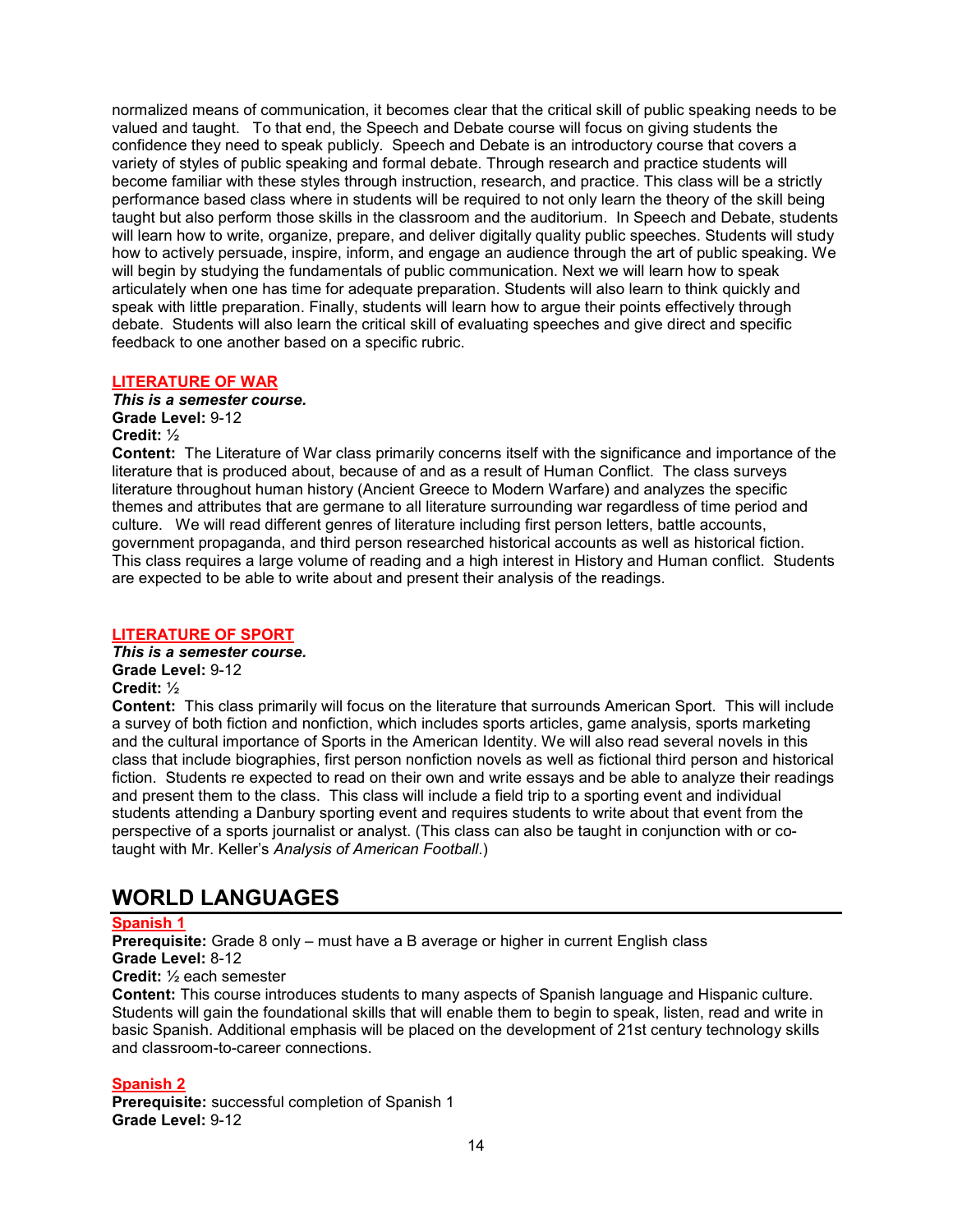normalized means of communication, it becomes clear that the critical skill of public speaking needs to be valued and taught. To that end, the Speech and Debate course will focus on giving students the confidence they need to speak publicly. Speech and Debate is an introductory course that covers a variety of styles of public speaking and formal debate. Through research and practice students will become familiar with these styles through instruction, research, and practice. This class will be a strictly performance based class where in students will be required to not only learn the theory of the skill being taught but also perform those skills in the classroom and the auditorium. In Speech and Debate, students will learn how to write, organize, prepare, and deliver digitally quality public speeches. Students will study how to actively persuade, inspire, inform, and engage an audience through the art of public speaking. We will begin by studying the fundamentals of public communication. Next we will learn how to speak articulately when one has time for adequate preparation. Students will also learn to think quickly and speak with little preparation. Finally, students will learn how to argue their points effectively through debate. Students will also learn the critical skill of evaluating speeches and give direct and specific feedback to one another based on a specific rubric.

### LITERATURE OF WAR

***This is a semester course.***
**Grade Level:** 9-12
**Credit:** ½
**Content:** The Literature of War class primarily concerns itself with the significance and importance of the literature that is produced about, because of and as a result of Human Conflict. The class surveys literature throughout human history (Ancient Greece to Modern Warfare) and analyzes the specific themes and attributes that are germane to all literature surrounding war regardless of time period and culture. We will read different genres of literature including first person letters, battle accounts, government propaganda, and third person researched historical accounts as well as historical fiction. This class requires a large volume of reading and a high interest in History and Human conflict. Students are expected to be able to write about and present their analysis of the readings.

### LITERATURE OF SPORT

***This is a semester course.***
**Grade Level:** 9-12
**Credit:** ½
**Content:** This class primarily will focus on the literature that surrounds American Sport. This will include a survey of both fiction and nonfiction, which includes sports articles, game analysis, sports marketing and the cultural importance of Sports in the American Identity. We will also read several novels in this class that include biographies, first person nonfiction novels as well as fictional third person and historical fiction. Students re expected to read on their own and write essays and be able to analyze their readings and present them to the class. This class will include a field trip to a sporting event and individual students attending a Danbury sporting event and requires students to write about that event from the perspective of a sports journalist or analyst. (This class can also be taught in conjunction with or co-taught with Mr. Keller's *Analysis of American Football*.)

## WORLD LANGUAGES

### Spanish 1

**Prerequisite:** Grade 8 only – must have a B average or higher in current English class
**Grade Level:** 8-12
**Credit:** ½ each semester
**Content:** This course introduces students to many aspects of Spanish language and Hispanic culture. Students will gain the foundational skills that will enable them to begin to speak, listen, read and write in basic Spanish. Additional emphasis will be placed on the development of 21st century technology skills and classroom-to-career connections.

### Spanish 2

**Prerequisite:** successful completion of Spanish 1
**Grade Level:** 9-12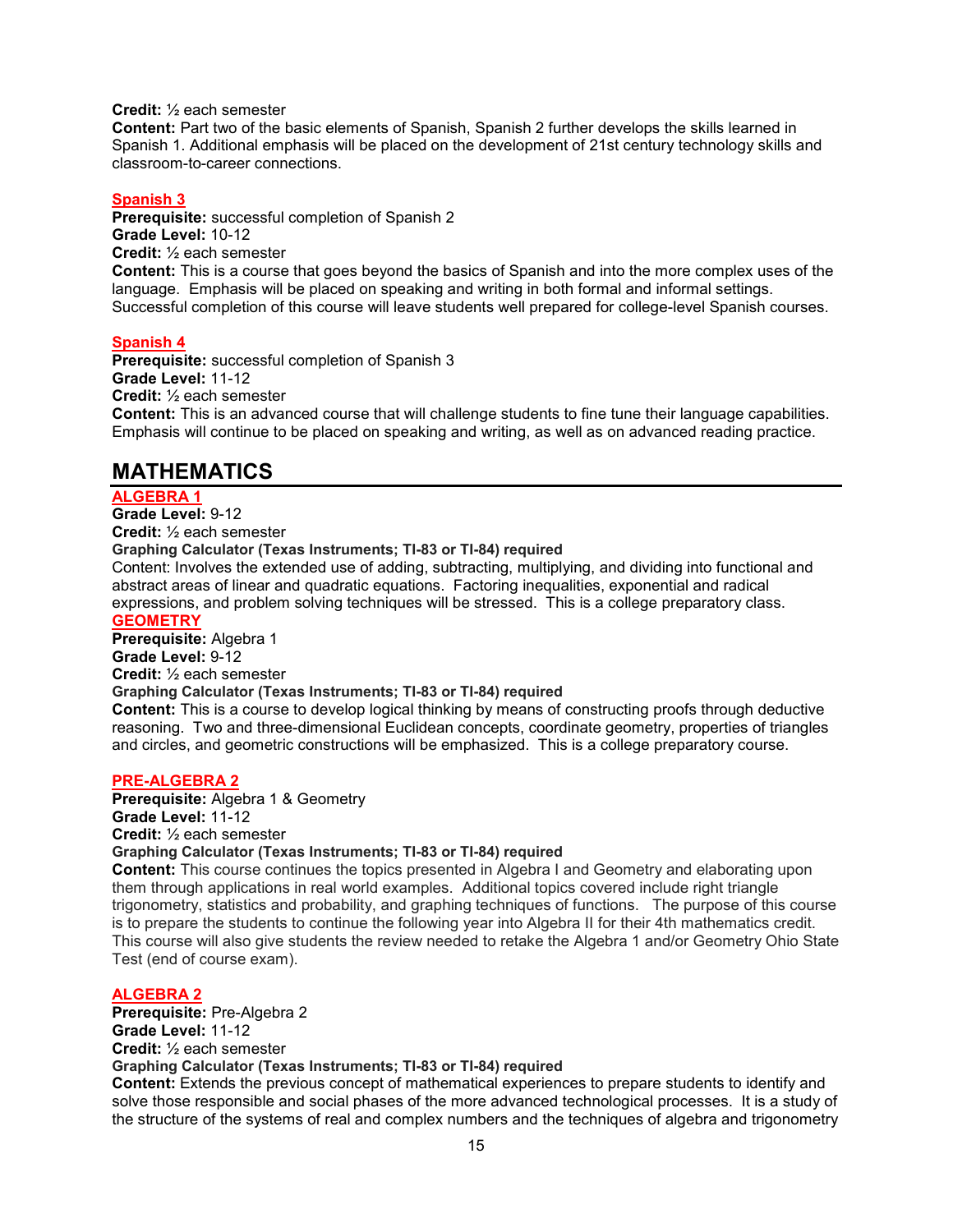**Credit:** ½ each semester
**Content:** Part two of the basic elements of Spanish, Spanish 2 further develops the skills learned in Spanish 1. Additional emphasis will be placed on the development of 21st century technology skills and classroom-to-career connections.

### Spanish 3

**Prerequisite:** successful completion of Spanish 2
**Grade Level:** 10-12
**Credit:** ½ each semester
**Content:** This is a course that goes beyond the basics of Spanish and into the more complex uses of the language. Emphasis will be placed on speaking and writing in both formal and informal settings. Successful completion of this course will leave students well prepared for college-level Spanish courses.

### Spanish 4

**Prerequisite:** successful completion of Spanish 3
**Grade Level:** 11-12
**Credit:** ½ each semester
**Content:** This is an advanced course that will challenge students to fine tune their language capabilities. Emphasis will continue to be placed on speaking and writing, as well as on advanced reading practice.

## MATHEMATICS

### ALGEBRA 1

**Grade Level:** 9-12
**Credit:** ½ each semester
**Graphing Calculator (Texas Instruments; TI-83 or TI-84) required**
Content: Involves the extended use of adding, subtracting, multiplying, and dividing into functional and abstract areas of linear and quadratic equations. Factoring inequalities, exponential and radical expressions, and problem solving techniques will be stressed. This is a college preparatory class.

### GEOMETRY

**Prerequisite:** Algebra 1
**Grade Level:** 9-12
**Credit:** ½ each semester
**Graphing Calculator (Texas Instruments; TI-83 or TI-84) required**
**Content:** This is a course to develop logical thinking by means of constructing proofs through deductive reasoning. Two and three-dimensional Euclidean concepts, coordinate geometry, properties of triangles and circles, and geometric constructions will be emphasized. This is a college preparatory course.

### PRE-ALGEBRA 2

**Prerequisite:** Algebra 1 & Geometry
**Grade Level:** 11-12
**Credit:** ½ each semester
**Graphing Calculator (Texas Instruments; TI-83 or TI-84) required**
**Content:** This course continues the topics presented in Algebra I and Geometry and elaborating upon them through applications in real world examples. Additional topics covered include right triangle trigonometry, statistics and probability, and graphing techniques of functions. The purpose of this course is to prepare the students to continue the following year into Algebra II for their 4th mathematics credit. This course will also give students the review needed to retake the Algebra 1 and/or Geometry Ohio State Test (end of course exam).

### ALGEBRA 2

**Prerequisite:** Pre-Algebra 2
**Grade Level:** 11-12
**Credit:** ½ each semester
**Graphing Calculator (Texas Instruments; TI-83 or TI-84) required**
**Content:** Extends the previous concept of mathematical experiences to prepare students to identify and solve those responsible and social phases of the more advanced technological processes. It is a study of the structure of the systems of real and complex numbers and the techniques of algebra and trigonometry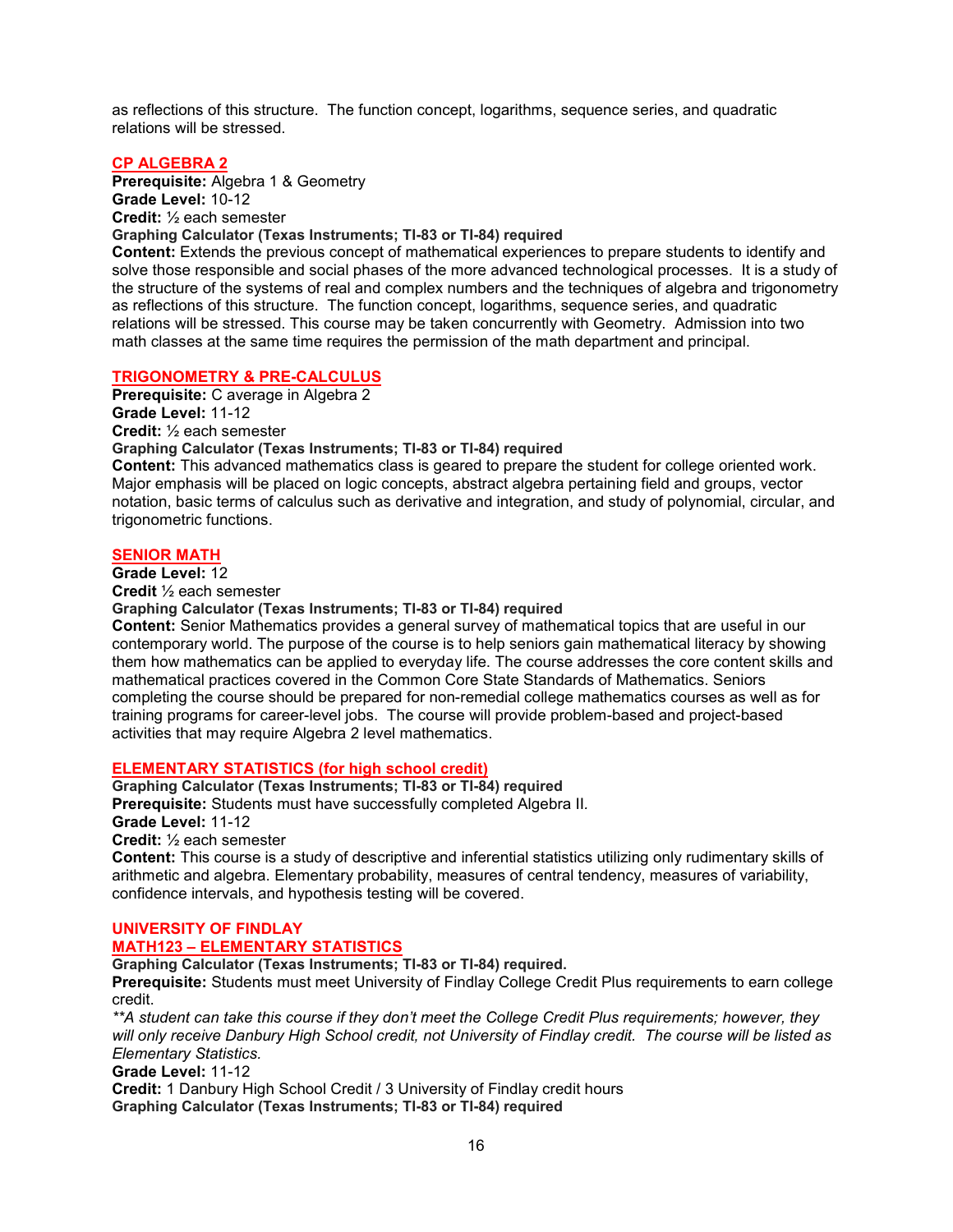as reflections of this structure. The function concept, logarithms, sequence series, and quadratic relations will be stressed.

## CP ALGEBRA 2

**Prerequisite:** Algebra 1 & Geometry
**Grade Level:** 10-12
**Credit:** ½ each semester
**Graphing Calculator (Texas Instruments; TI-83 or TI-84) required**
**Content:** Extends the previous concept of mathematical experiences to prepare students to identify and solve those responsible and social phases of the more advanced technological processes. It is a study of the structure of the systems of real and complex numbers and the techniques of algebra and trigonometry as reflections of this structure. The function concept, logarithms, sequence series, and quadratic relations will be stressed. This course may be taken concurrently with Geometry. Admission into two math classes at the same time requires the permission of the math department and principal.

## TRIGONOMETRY & PRE-CALCULUS

**Prerequisite:** C average in Algebra 2
**Grade Level:** 11-12
**Credit:** ½ each semester
**Graphing Calculator (Texas Instruments; TI-83 or TI-84) required**
**Content:** This advanced mathematics class is geared to prepare the student for college oriented work. Major emphasis will be placed on logic concepts, abstract algebra pertaining field and groups, vector notation, basic terms of calculus such as derivative and integration, and study of polynomial, circular, and trigonometric functions.

## SENIOR MATH

**Grade Level:** 12
**Credit** ½ each semester
**Graphing Calculator (Texas Instruments; TI-83 or TI-84) required**
**Content:** Senior Mathematics provides a general survey of mathematical topics that are useful in our contemporary world. The purpose of the course is to help seniors gain mathematical literacy by showing them how mathematics can be applied to everyday life. The course addresses the core content skills and mathematical practices covered in the Common Core State Standards of Mathematics. Seniors completing the course should be prepared for non-remedial college mathematics courses as well as for training programs for career-level jobs. The course will provide problem-based and project-based activities that may require Algebra 2 level mathematics.

## ELEMENTARY STATISTICS (for high school credit)

**Graphing Calculator (Texas Instruments; TI-83 or TI-84) required**
**Prerequisite:** Students must have successfully completed Algebra II.
**Grade Level:** 11-12
**Credit:** ½ each semester
**Content:** This course is a study of descriptive and inferential statistics utilizing only rudimentary skills of arithmetic and algebra. Elementary probability, measures of central tendency, measures of variability, confidence intervals, and hypothesis testing will be covered.

## UNIVERSITY OF FINDLAY
## MATH123 – ELEMENTARY STATISTICS

**Graphing Calculator (Texas Instruments; TI-83 or TI-84) required.**
**Prerequisite:** Students must meet University of Findlay College Credit Plus requirements to earn college credit.
*\*\*A student can take this course if they don't meet the College Credit Plus requirements; however, they will only receive Danbury High School credit, not University of Findlay credit. The course will be listed as Elementary Statistics.*
**Grade Level:** 11-12
**Credit:** 1 Danbury High School Credit / 3 University of Findlay credit hours
**Graphing Calculator (Texas Instruments; TI-83 or TI-84) required**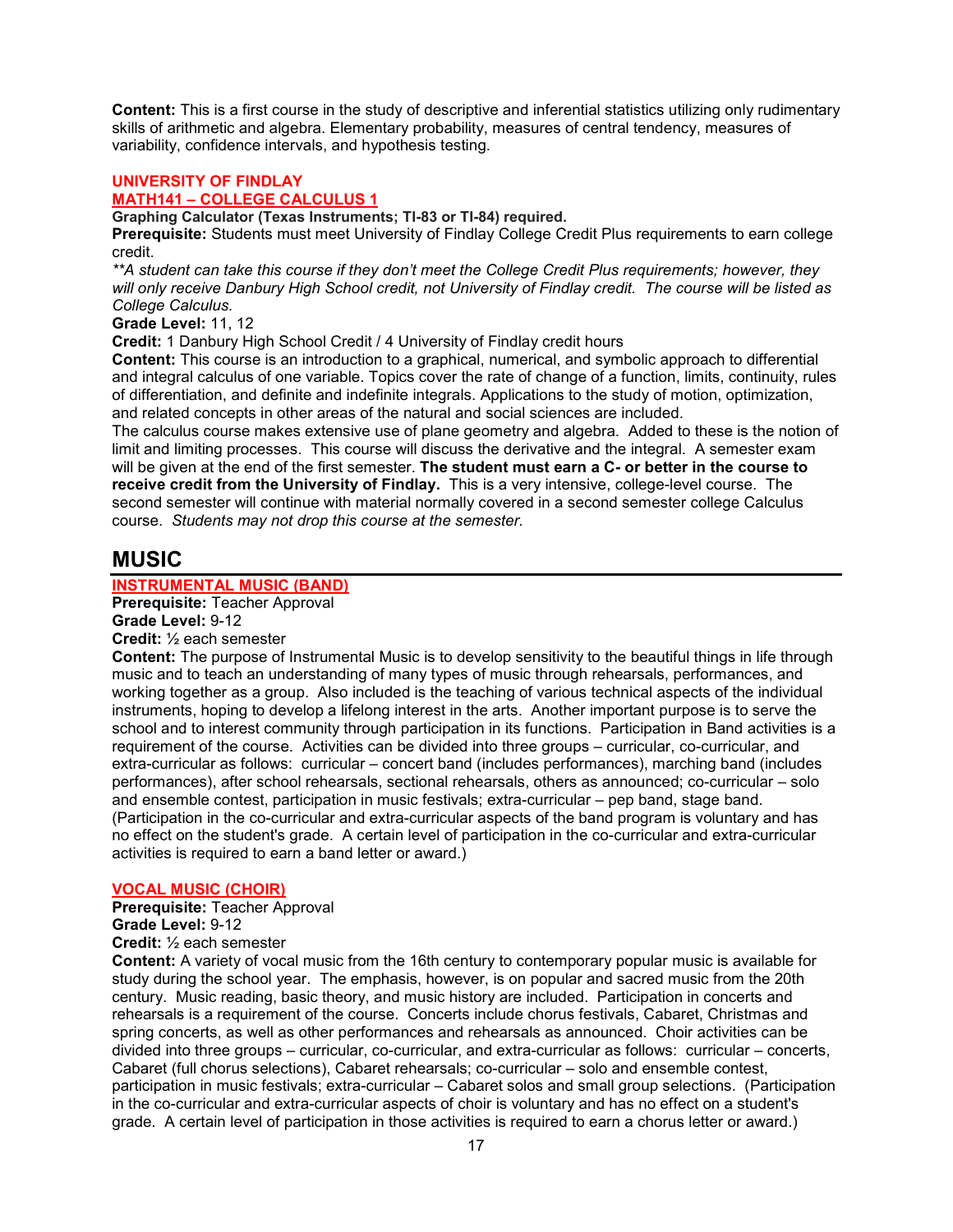**Content:** This is a first course in the study of descriptive and inferential statistics utilizing only rudimentary skills of arithmetic and algebra. Elementary probability, measures of central tendency, measures of variability, confidence intervals, and hypothesis testing.

**UNIVERSITY OF FINDLAY**

**MATH141 – COLLEGE CALCULUS 1**

**Graphing Calculator (Texas Instruments; TI-83 or TI-84) required.**

**Prerequisite:** Students must meet University of Findlay College Credit Plus requirements to earn college credit.

*\*\*A student can take this course if they don't meet the College Credit Plus requirements; however, they will only receive Danbury High School credit, not University of Findlay credit. The course will be listed as College Calculus.*

**Grade Level:** 11, 12

**Credit:** 1 Danbury High School Credit / 4 University of Findlay credit hours

**Content:** This course is an introduction to a graphical, numerical, and symbolic approach to differential and integral calculus of one variable. Topics cover the rate of change of a function, limits, continuity, rules of differentiation, and definite and indefinite integrals. Applications to the study of motion, optimization, and related concepts in other areas of the natural and social sciences are included.

The calculus course makes extensive use of plane geometry and algebra. Added to these is the notion of limit and limiting processes. This course will discuss the derivative and the integral. A semester exam will be given at the end of the first semester. **The student must earn a C- or better in the course to receive credit from the University of Findlay.** This is a very intensive, college-level course. The second semester will continue with material normally covered in a second semester college Calculus course. *Students may not drop this course at the semester.*

# MUSIC

**INSTRUMENTAL MUSIC (BAND)**

**Prerequisite:** Teacher Approval

**Grade Level:** 9-12

**Credit:** ½ each semester

**Content:** The purpose of Instrumental Music is to develop sensitivity to the beautiful things in life through music and to teach an understanding of many types of music through rehearsals, performances, and working together as a group. Also included is the teaching of various technical aspects of the individual instruments, hoping to develop a lifelong interest in the arts. Another important purpose is to serve the school and to interest community through participation in its functions. Participation in Band activities is a requirement of the course. Activities can be divided into three groups – curricular, co-curricular, and extra-curricular as follows: curricular – concert band (includes performances), marching band (includes performances), after school rehearsals, sectional rehearsals, others as announced; co-curricular – solo and ensemble contest, participation in music festivals; extra-curricular – pep band, stage band. (Participation in the co-curricular and extra-curricular aspects of the band program is voluntary and has no effect on the student's grade. A certain level of participation in the co-curricular and extra-curricular activities is required to earn a band letter or award.)

**VOCAL MUSIC (CHOIR)**

**Prerequisite:** Teacher Approval

**Grade Level:** 9-12

**Credit:** ½ each semester

**Content:** A variety of vocal music from the 16th century to contemporary popular music is available for study during the school year. The emphasis, however, is on popular and sacred music from the 20th century. Music reading, basic theory, and music history are included. Participation in concerts and rehearsals is a requirement of the course. Concerts include chorus festivals, Cabaret, Christmas and spring concerts, as well as other performances and rehearsals as announced. Choir activities can be divided into three groups – curricular, co-curricular, and extra-curricular as follows: curricular – concerts, Cabaret (full chorus selections), Cabaret rehearsals; co-curricular – solo and ensemble contest, participation in music festivals; extra-curricular – Cabaret solos and small group selections. (Participation in the co-curricular and extra-curricular aspects of choir is voluntary and has no effect on a student's grade. A certain level of participation in those activities is required to earn a chorus letter or award.)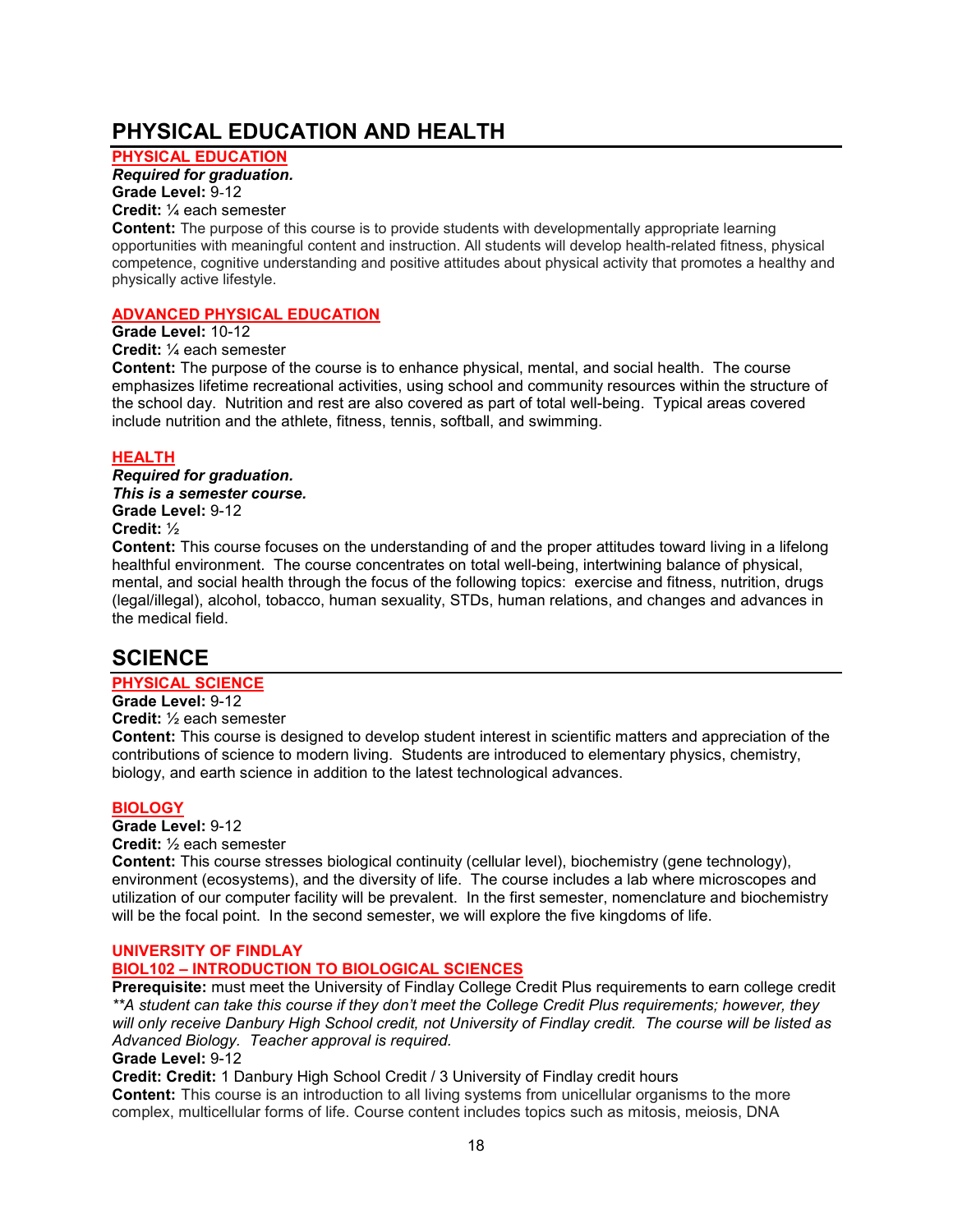# PHYSICAL EDUCATION AND HEALTH

## PHYSICAL EDUCATION

***Required for graduation.***
**Grade Level:** 9-12
**Credit:** ¼ each semester
**Content:** The purpose of this course is to provide students with developmentally appropriate learning opportunities with meaningful content and instruction. All students will develop health-related fitness, physical competence, cognitive understanding and positive attitudes about physical activity that promotes a healthy and physically active lifestyle.

## ADVANCED PHYSICAL EDUCATION

**Grade Level:** 10-12
**Credit:** ¼ each semester
**Content:** The purpose of the course is to enhance physical, mental, and social health. The course emphasizes lifetime recreational activities, using school and community resources within the structure of the school day. Nutrition and rest are also covered as part of total well-being. Typical areas covered include nutrition and the athlete, fitness, tennis, softball, and swimming.

## HEALTH

***Required for graduation.***
***This is a semester course.***
**Grade Level:** 9-12
**Credit:** ½
**Content:** This course focuses on the understanding of and the proper attitudes toward living in a lifelong healthful environment. The course concentrates on total well-being, intertwining balance of physical, mental, and social health through the focus of the following topics: exercise and fitness, nutrition, drugs (legal/illegal), alcohol, tobacco, human sexuality, STDs, human relations, and changes and advances in the medical field.

# SCIENCE

## PHYSICAL SCIENCE

**Grade Level:** 9-12
**Credit:** ½ each semester
**Content:** This course is designed to develop student interest in scientific matters and appreciation of the contributions of science to modern living. Students are introduced to elementary physics, chemistry, biology, and earth science in addition to the latest technological advances.

## BIOLOGY

**Grade Level:** 9-12
**Credit:** ½ each semester
**Content:** This course stresses biological continuity (cellular level), biochemistry (gene technology), environment (ecosystems), and the diversity of life. The course includes a lab where microscopes and utilization of our computer facility will be prevalent. In the first semester, nomenclature and biochemistry will be the focal point. In the second semester, we will explore the five kingdoms of life.

## UNIVERSITY OF FINDLAY
## BIOL102 – INTRODUCTION TO BIOLOGICAL SCIENCES

**Prerequisite:** must meet the University of Findlay College Credit Plus requirements to earn college credit
*\*\*A student can take this course if they don't meet the College Credit Plus requirements; however, they will only receive Danbury High School credit, not University of Findlay credit. The course will be listed as Advanced Biology. Teacher approval is required.*
**Grade Level:** 9-12
**Credit: Credit:** 1 Danbury High School Credit / 3 University of Findlay credit hours
**Content:** This course is an introduction to all living systems from unicellular organisms to the more complex, multicellular forms of life. Course content includes topics such as mitosis, meiosis, DNA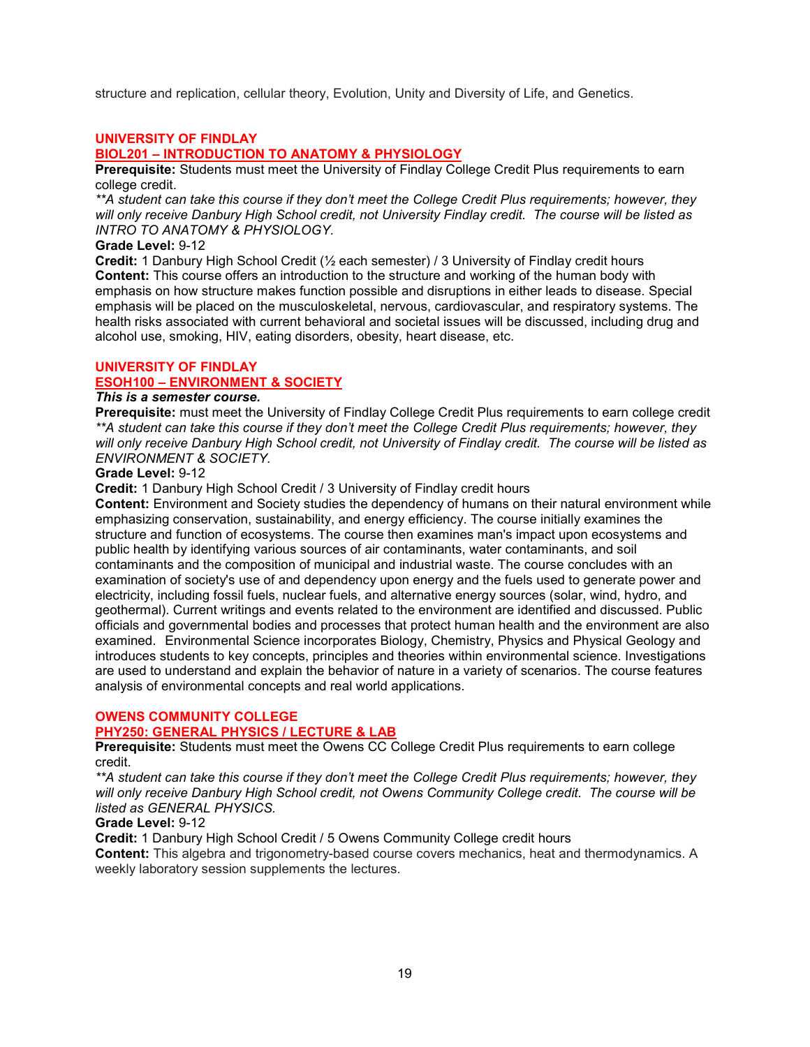structure and replication, cellular theory, Evolution, Unity and Diversity of Life, and Genetics.

## UNIVERSITY OF FINDLAY
### BIOL201 – INTRODUCTION TO ANATOMY & PHYSIOLOGY

**Prerequisite:** Students must meet the University of Findlay College Credit Plus requirements to earn college credit.

*\*\*A student can take this course if they don't meet the College Credit Plus requirements; however, they will only receive Danbury High School credit, not University Findlay credit. The course will be listed as INTRO TO ANATOMY & PHYSIOLOGY.*

**Grade Level:** 9-12

**Credit:** 1 Danbury High School Credit (½ each semester) / 3 University of Findlay credit hours

**Content:** This course offers an introduction to the structure and working of the human body with emphasis on how structure makes function possible and disruptions in either leads to disease. Special emphasis will be placed on the musculoskeletal, nervous, cardiovascular, and respiratory systems. The health risks associated with current behavioral and societal issues will be discussed, including drug and alcohol use, smoking, HIV, eating disorders, obesity, heart disease, etc.

## UNIVERSITY OF FINDLAY
### ESOH100 – ENVIRONMENT & SOCIETY

***This is a semester course.***

**Prerequisite:** must meet the University of Findlay College Credit Plus requirements to earn college credit

*\*\*A student can take this course if they don't meet the College Credit Plus requirements; however, they will only receive Danbury High School credit, not University of Findlay credit. The course will be listed as ENVIRONMENT & SOCIETY.*

**Grade Level:** 9-12

**Credit:** 1 Danbury High School Credit / 3 University of Findlay credit hours

**Content:** Environment and Society studies the dependency of humans on their natural environment while emphasizing conservation, sustainability, and energy efficiency. The course initially examines the structure and function of ecosystems. The course then examines man's impact upon ecosystems and public health by identifying various sources of air contaminants, water contaminants, and soil contaminants and the composition of municipal and industrial waste. The course concludes with an examination of society's use of and dependency upon energy and the fuels used to generate power and electricity, including fossil fuels, nuclear fuels, and alternative energy sources (solar, wind, hydro, and geothermal). Current writings and events related to the environment are identified and discussed. Public officials and governmental bodies and processes that protect human health and the environment are also examined. Environmental Science incorporates Biology, Chemistry, Physics and Physical Geology and introduces students to key concepts, principles and theories within environmental science. Investigations are used to understand and explain the behavior of nature in a variety of scenarios. The course features analysis of environmental concepts and real world applications.

## OWENS COMMUNITY COLLEGE
### PHY250: GENERAL PHYSICS / LECTURE & LAB

**Prerequisite:** Students must meet the Owens CC College Credit Plus requirements to earn college credit.

*\*\*A student can take this course if they don't meet the College Credit Plus requirements; however, they will only receive Danbury High School credit, not Owens Community College credit. The course will be listed as GENERAL PHYSICS.*

**Grade Level:** 9-12

**Credit:** 1 Danbury High School Credit / 5 Owens Community College credit hours

**Content:** This algebra and trigonometry-based course covers mechanics, heat and thermodynamics. A weekly laboratory session supplements the lectures.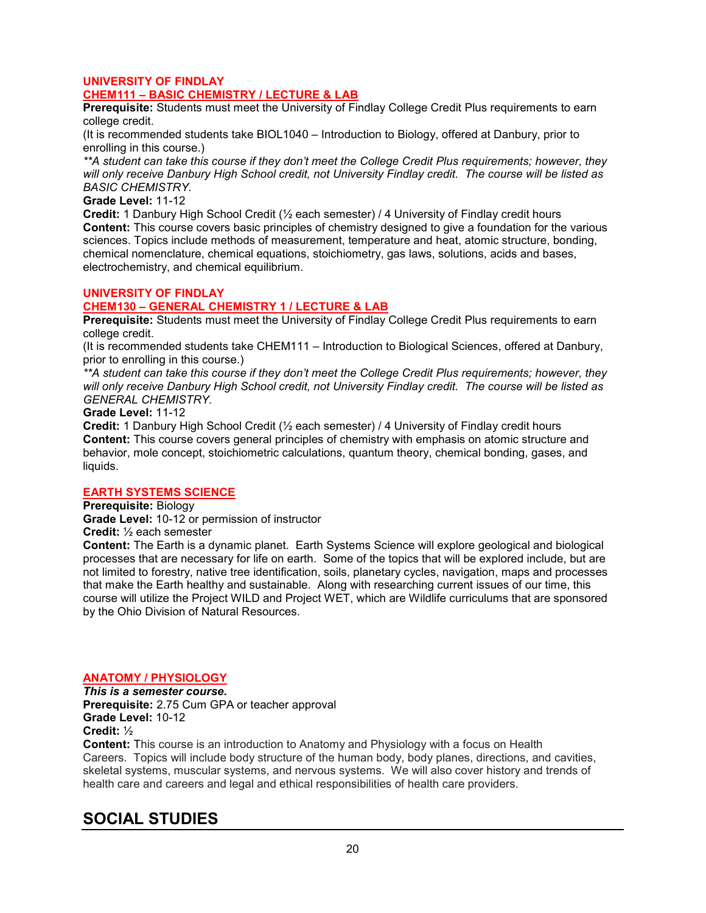### UNIVERSITY OF FINDLAY
### CHEM111 – BASIC CHEMISTRY / LECTURE & LAB

**Prerequisite:** Students must meet the University of Findlay College Credit Plus requirements to earn college credit.
(It is recommended students take BIOL1040 – Introduction to Biology, offered at Danbury, prior to enrolling in this course.)
*\*\*A student can take this course if they don't meet the College Credit Plus requirements; however, they will only receive Danbury High School credit, not University Findlay credit. The course will be listed as BASIC CHEMISTRY.*
**Grade Level:** 11-12
**Credit:** 1 Danbury High School Credit (½ each semester) / 4 University of Findlay credit hours
**Content:** This course covers basic principles of chemistry designed to give a foundation for the various sciences. Topics include methods of measurement, temperature and heat, atomic structure, bonding, chemical nomenclature, chemical equations, stoichiometry, gas laws, solutions, acids and bases, electrochemistry, and chemical equilibrium.

### UNIVERSITY OF FINDLAY
### CHEM130 – GENERAL CHEMISTRY 1 / LECTURE & LAB

**Prerequisite:** Students must meet the University of Findlay College Credit Plus requirements to earn college credit.
(It is recommended students take CHEM111 – Introduction to Biological Sciences, offered at Danbury, prior to enrolling in this course.)
*\*\*A student can take this course if they don't meet the College Credit Plus requirements; however, they will only receive Danbury High School credit, not University Findlay credit. The course will be listed as GENERAL CHEMISTRY.*
**Grade Level:** 11-12
**Credit:** 1 Danbury High School Credit (½ each semester) / 4 University of Findlay credit hours
**Content:** This course covers general principles of chemistry with emphasis on atomic structure and behavior, mole concept, stoichiometric calculations, quantum theory, chemical bonding, gases, and liquids.

### EARTH SYSTEMS SCIENCE

**Prerequisite:** Biology
**Grade Level:** 10-12 or permission of instructor
**Credit:** ½ each semester
**Content:** The Earth is a dynamic planet. Earth Systems Science will explore geological and biological processes that are necessary for life on earth. Some of the topics that will be explored include, but are not limited to forestry, native tree identification, soils, planetary cycles, navigation, maps and processes that make the Earth healthy and sustainable. Along with researching current issues of our time, this course will utilize the Project WILD and Project WET, which are Wildlife curriculums that are sponsored by the Ohio Division of Natural Resources.

### ANATOMY / PHYSIOLOGY

***This is a semester course.***
**Prerequisite:** 2.75 Cum GPA or teacher approval
**Grade Level:** 10-12
**Credit:** ½
**Content:** This course is an introduction to Anatomy and Physiology with a focus on Health Careers. Topics will include body structure of the human body, body planes, directions, and cavities, skeletal systems, muscular systems, and nervous systems. We will also cover history and trends of health care and careers and legal and ethical responsibilities of health care providers.

## SOCIAL STUDIES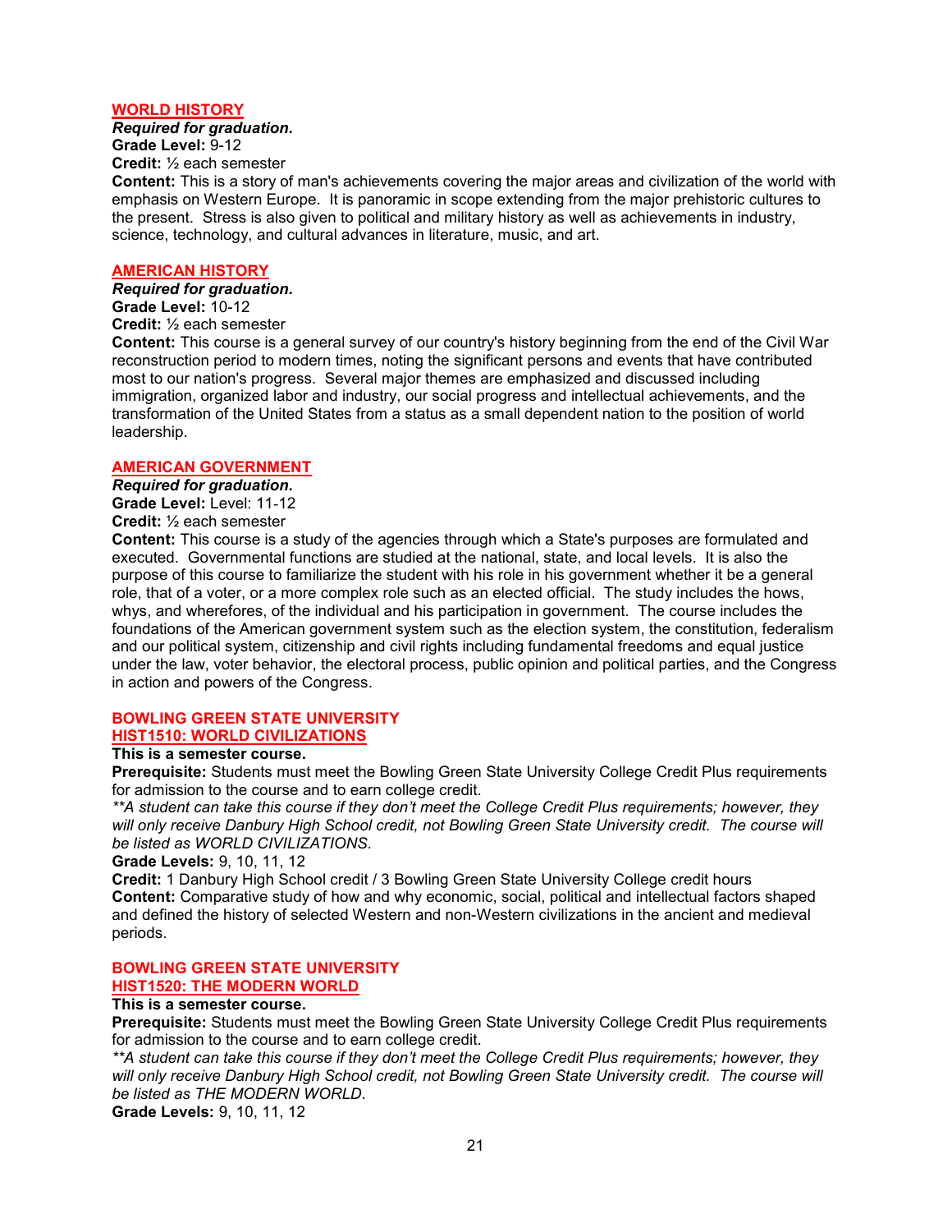## WORLD HISTORY

***Required for graduation.***

**Grade Level:** 9-12

**Credit:** ½ each semester

**Content:** This is a story of man's achievements covering the major areas and civilization of the world with emphasis on Western Europe. It is panoramic in scope extending from the major prehistoric cultures to the present. Stress is also given to political and military history as well as achievements in industry, science, technology, and cultural advances in literature, music, and art.

## AMERICAN HISTORY

***Required for graduation.***

**Grade Level:** 10-12

**Credit:** ½ each semester

**Content:** This course is a general survey of our country's history beginning from the end of the Civil War reconstruction period to modern times, noting the significant persons and events that have contributed most to our nation's progress. Several major themes are emphasized and discussed including immigration, organized labor and industry, our social progress and intellectual achievements, and the transformation of the United States from a status as a small dependent nation to the position of world leadership.

## AMERICAN GOVERNMENT

***Required for graduation.***

**Grade Level:** Level: 11-12

**Credit:** ½ each semester

**Content:** This course is a study of the agencies through which a State's purposes are formulated and executed. Governmental functions are studied at the national, state, and local levels. It is also the purpose of this course to familiarize the student with his role in his government whether it be a general role, that of a voter, or a more complex role such as an elected official. The study includes the hows, whys, and wherefores, of the individual and his participation in government. The course includes the foundations of the American government system such as the election system, the constitution, federalism and our political system, citizenship and civil rights including fundamental freedoms and equal justice under the law, voter behavior, the electoral process, public opinion and political parties, and the Congress in action and powers of the Congress.

## BOWLING GREEN STATE UNIVERSITY
## HIST1510: WORLD CIVILIZATIONS

**This is a semester course.**

**Prerequisite:** Students must meet the Bowling Green State University College Credit Plus requirements for admission to the course and to earn college credit.

*\*\*A student can take this course if they don't meet the College Credit Plus requirements; however, they will only receive Danbury High School credit, not Bowling Green State University credit. The course will be listed as WORLD CIVILIZATIONS.*

**Grade Levels:** 9, 10, 11, 12

**Credit:** 1 Danbury High School credit / 3 Bowling Green State University College credit hours

**Content:** Comparative study of how and why economic, social, political and intellectual factors shaped and defined the history of selected Western and non-Western civilizations in the ancient and medieval periods.

## BOWLING GREEN STATE UNIVERSITY
## HIST1520: THE MODERN WORLD

**This is a semester course.**

**Prerequisite:** Students must meet the Bowling Green State University College Credit Plus requirements for admission to the course and to earn college credit.

*\*\*A student can take this course if they don't meet the College Credit Plus requirements; however, they will only receive Danbury High School credit, not Bowling Green State University credit. The course will be listed as THE MODERN WORLD.*

**Grade Levels:** 9, 10, 11, 12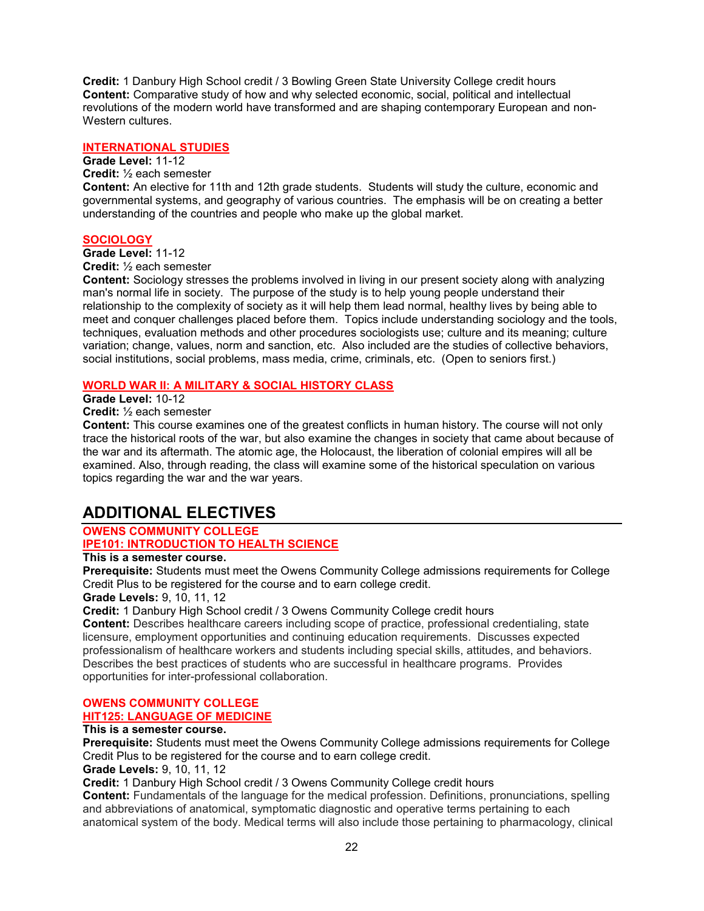**Credit:** 1 Danbury High School credit / 3 Bowling Green State University College credit hours
**Content:** Comparative study of how and why selected economic, social, political and intellectual revolutions of the modern world have transformed and are shaping contemporary European and non-Western cultures.

### INTERNATIONAL STUDIES

**Grade Level:** 11-12
**Credit:** ½ each semester
**Content:** An elective for 11th and 12th grade students. Students will study the culture, economic and governmental systems, and geography of various countries. The emphasis will be on creating a better understanding of the countries and people who make up the global market.

### SOCIOLOGY

**Grade Level:** 11-12
**Credit:** ½ each semester
**Content:** Sociology stresses the problems involved in living in our present society along with analyzing man's normal life in society. The purpose of the study is to help young people understand their relationship to the complexity of society as it will help them lead normal, healthy lives by being able to meet and conquer challenges placed before them. Topics include understanding sociology and the tools, techniques, evaluation methods and other procedures sociologists use; culture and its meaning; culture variation; change, values, norm and sanction, etc. Also included are the studies of collective behaviors, social institutions, social problems, mass media, crime, criminals, etc. (Open to seniors first.)

### WORLD WAR II: A MILITARY & SOCIAL HISTORY CLASS

**Grade Level:** 10-12
**Credit:** ½ each semester
**Content:** This course examines one of the greatest conflicts in human history. The course will not only trace the historical roots of the war, but also examine the changes in society that came about because of the war and its aftermath. The atomic age, the Holocaust, the liberation of colonial empires will all be examined. Also, through reading, the class will examine some of the historical speculation on various topics regarding the war and the war years.

## ADDITIONAL ELECTIVES

### OWENS COMMUNITY COLLEGE
### IPE101: INTRODUCTION TO HEALTH SCIENCE

**This is a semester course.**
**Prerequisite:** Students must meet the Owens Community College admissions requirements for College Credit Plus to be registered for the course and to earn college credit.
**Grade Levels:** 9, 10, 11, 12
**Credit:** 1 Danbury High School credit / 3 Owens Community College credit hours
**Content:** Describes healthcare careers including scope of practice, professional credentialing, state licensure, employment opportunities and continuing education requirements. Discusses expected professionalism of healthcare workers and students including special skills, attitudes, and behaviors. Describes the best practices of students who are successful in healthcare programs. Provides opportunities for inter-professional collaboration.

### OWENS COMMUNITY COLLEGE
### HIT125: LANGUAGE OF MEDICINE

**This is a semester course.**
**Prerequisite:** Students must meet the Owens Community College admissions requirements for College Credit Plus to be registered for the course and to earn college credit.
**Grade Levels:** 9, 10, 11, 12
**Credit:** 1 Danbury High School credit / 3 Owens Community College credit hours
**Content:** Fundamentals of the language for the medical profession. Definitions, pronunciations, spelling and abbreviations of anatomical, symptomatic diagnostic and operative terms pertaining to each anatomical system of the body. Medical terms will also include those pertaining to pharmacology, clinical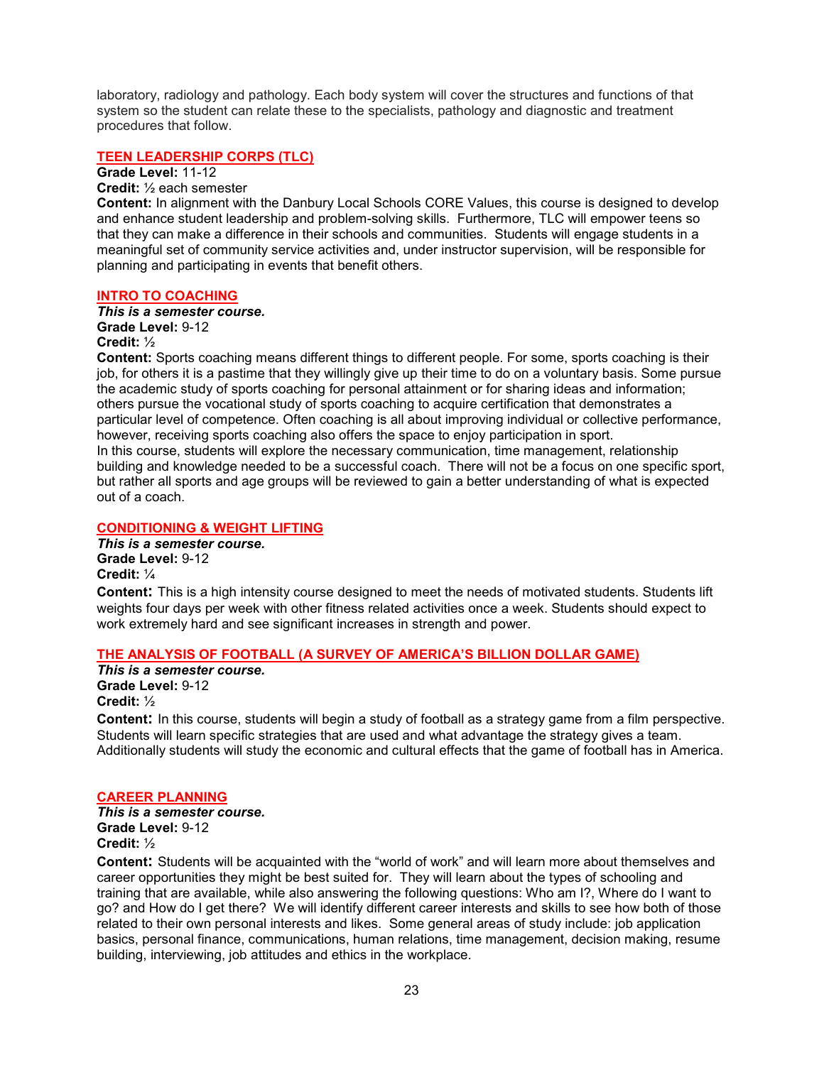laboratory, radiology and pathology. Each body system will cover the structures and functions of that system so the student can relate these to the specialists, pathology and diagnostic and treatment procedures that follow.

## TEEN LEADERSHIP CORPS (TLC)

**Grade Level:** 11-12

**Credit:** ½ each semester

**Content:** In alignment with the Danbury Local Schools CORE Values, this course is designed to develop and enhance student leadership and problem-solving skills. Furthermore, TLC will empower teens so that they can make a difference in their schools and communities. Students will engage students in a meaningful set of community service activities and, under instructor supervision, will be responsible for planning and participating in events that benefit others.

## INTRO TO COACHING

***This is a semester course.***

**Grade Level:** 9-12

**Credit:** ½

**Content:** Sports coaching means different things to different people. For some, sports coaching is their job, for others it is a pastime that they willingly give up their time to do on a voluntary basis. Some pursue the academic study of sports coaching for personal attainment or for sharing ideas and information; others pursue the vocational study of sports coaching to acquire certification that demonstrates a particular level of competence. Often coaching is all about improving individual or collective performance, however, receiving sports coaching also offers the space to enjoy participation in sport.

In this course, students will explore the necessary communication, time management, relationship building and knowledge needed to be a successful coach. There will not be a focus on one specific sport, but rather all sports and age groups will be reviewed to gain a better understanding of what is expected out of a coach.

## CONDITIONING & WEIGHT LIFTING

***This is a semester course.***

**Grade Level:** 9-12

**Credit:** ¼

**Content:** This is a high intensity course designed to meet the needs of motivated students. Students lift weights four days per week with other fitness related activities once a week. Students should expect to work extremely hard and see significant increases in strength and power.

## THE ANALYSIS OF FOOTBALL (A SURVEY OF AMERICA'S BILLION DOLLAR GAME)

***This is a semester course.***

**Grade Level:** 9-12

**Credit:** ½

**Content:** In this course, students will begin a study of football as a strategy game from a film perspective. Students will learn specific strategies that are used and what advantage the strategy gives a team. Additionally students will study the economic and cultural effects that the game of football has in America.

## CAREER PLANNING

***This is a semester course.***

**Grade Level:** 9-12

**Credit:** ½

**Content:** Students will be acquainted with the "world of work" and will learn more about themselves and career opportunities they might be best suited for. They will learn about the types of schooling and training that are available, while also answering the following questions: Who am I?, Where do I want to go? and How do I get there? We will identify different career interests and skills to see how both of those related to their own personal interests and likes. Some general areas of study include: job application basics, personal finance, communications, human relations, time management, decision making, resume building, interviewing, job attitudes and ethics in the workplace.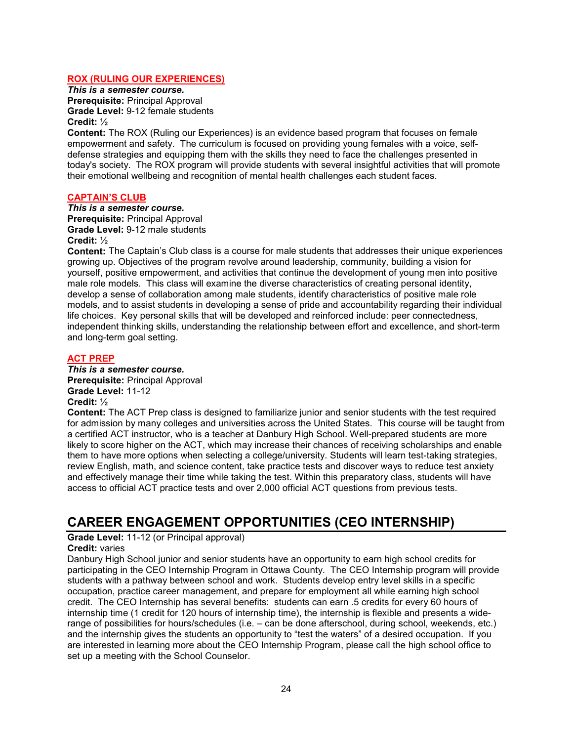### ROX (RULING OUR EXPERIENCES)

***This is a semester course.***
**Prerequisite:** Principal Approval
**Grade Level:** 9-12 female students
**Credit:** ½
**Content:** The ROX (Ruling our Experiences) is an evidence based program that focuses on female empowerment and safety. The curriculum is focused on providing young females with a voice, self-defense strategies and equipping them with the skills they need to face the challenges presented in today's society. The ROX program will provide students with several insightful activities that will promote their emotional wellbeing and recognition of mental health challenges each student faces.

### CAPTAIN'S CLUB

***This is a semester course.***
**Prerequisite:** Principal Approval
**Grade Level:** 9-12 male students
**Credit:** ½
**Content:** The Captain's Club class is a course for male students that addresses their unique experiences growing up. Objectives of the program revolve around leadership, community, building a vision for yourself, positive empowerment, and activities that continue the development of young men into positive male role models. This class will examine the diverse characteristics of creating personal identity, develop a sense of collaboration among male students, identify characteristics of positive male role models, and to assist students in developing a sense of pride and accountability regarding their individual life choices. Key personal skills that will be developed and reinforced include: peer connectedness, independent thinking skills, understanding the relationship between effort and excellence, and short-term and long-term goal setting.

### ACT PREP

***This is a semester course.***
**Prerequisite:** Principal Approval
**Grade Level:** 11-12
**Credit:** ½
**Content:** The ACT Prep class is designed to familiarize junior and senior students with the test required for admission by many colleges and universities across the United States. This course will be taught from a certified ACT instructor, who is a teacher at Danbury High School. Well-prepared students are more likely to score higher on the ACT, which may increase their chances of receiving scholarships and enable them to have more options when selecting a college/university. Students will learn test-taking strategies, review English, math, and science content, take practice tests and discover ways to reduce test anxiety and effectively manage their time while taking the test. Within this preparatory class, students will have access to official ACT practice tests and over 2,000 official ACT questions from previous tests.

## CAREER ENGAGEMENT OPPORTUNITIES (CEO INTERNSHIP)

**Grade Level:** 11-12 (or Principal approval)
**Credit:** varies
Danbury High School junior and senior students have an opportunity to earn high school credits for participating in the CEO Internship Program in Ottawa County. The CEO Internship program will provide students with a pathway between school and work. Students develop entry level skills in a specific occupation, practice career management, and prepare for employment all while earning high school credit. The CEO Internship has several benefits: students can earn .5 credits for every 60 hours of internship time (1 credit for 120 hours of internship time), the internship is flexible and presents a wide-range of possibilities for hours/schedules (i.e. – can be done afterschool, during school, weekends, etc.) and the internship gives the students an opportunity to "test the waters" of a desired occupation. If you are interested in learning more about the CEO Internship Program, please call the high school office to set up a meeting with the School Counselor.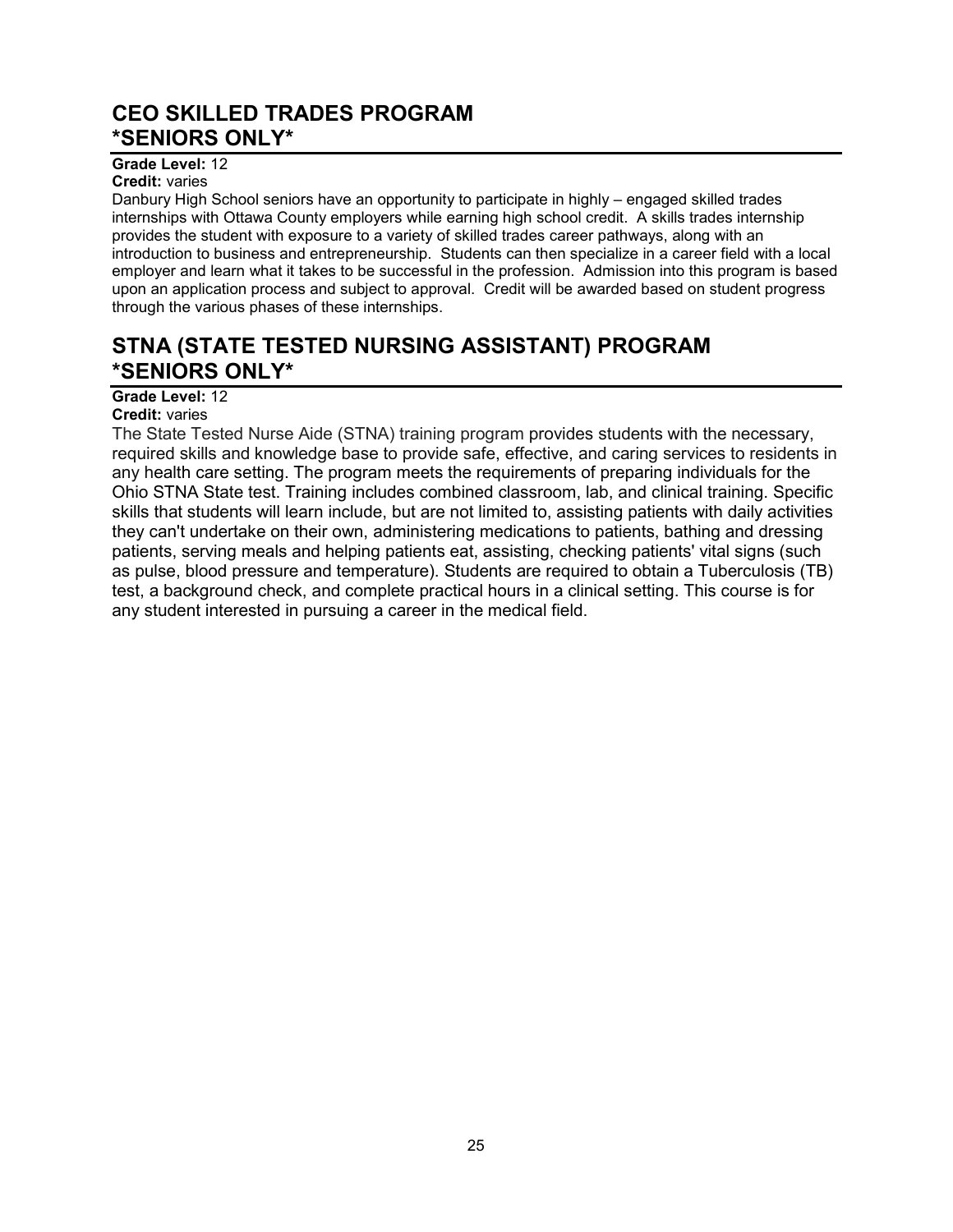## CEO SKILLED TRADES PROGRAM *SENIORS ONLY*

**Grade Level:** 12
**Credit:** varies

Danbury High School seniors have an opportunity to participate in highly – engaged skilled trades internships with Ottawa County employers while earning high school credit. A skills trades internship provides the student with exposure to a variety of skilled trades career pathways, along with an introduction to business and entrepreneurship. Students can then specialize in a career field with a local employer and learn what it takes to be successful in the profession. Admission into this program is based upon an application process and subject to approval. Credit will be awarded based on student progress through the various phases of these internships.

## STNA (STATE TESTED NURSING ASSISTANT) PROGRAM *SENIORS ONLY*

**Grade Level:** 12
**Credit:** varies

The State Tested Nurse Aide (STNA) training program provides students with the necessary, required skills and knowledge base to provide safe, effective, and caring services to residents in any health care setting. The program meets the requirements of preparing individuals for the Ohio STNA State test. Training includes combined classroom, lab, and clinical training. Specific skills that students will learn include, but are not limited to, assisting patients with daily activities they can't undertake on their own, administering medications to patients, bathing and dressing patients, serving meals and helping patients eat, assisting, checking patients' vital signs (such as pulse, blood pressure and temperature). Students are required to obtain a Tuberculosis (TB) test, a background check, and complete practical hours in a clinical setting. This course is for any student interested in pursuing a career in the medical field.